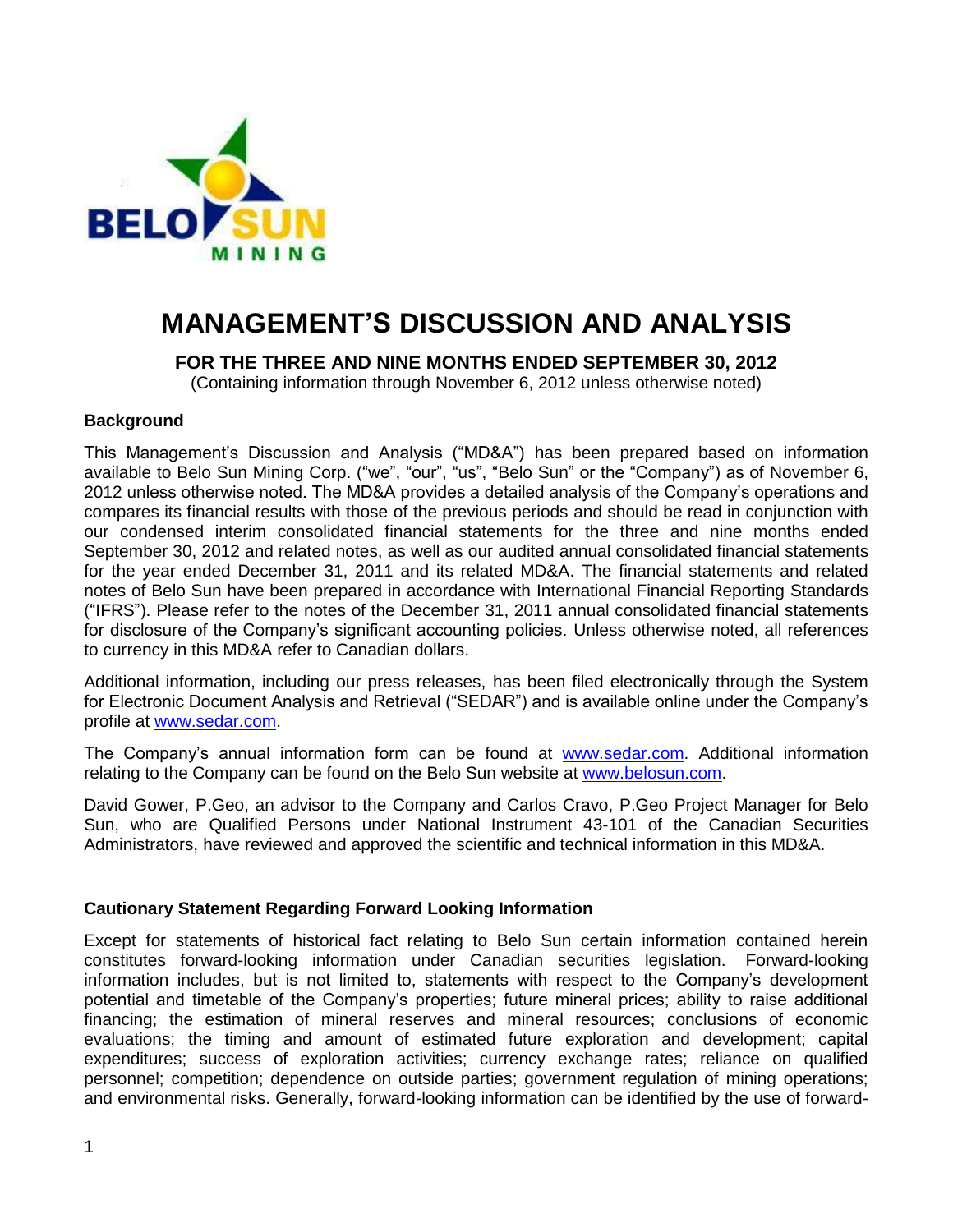# MANAGEMENT'S DISCUSSION AND ANALYSIS

**FOR THE THREE AND NINE MONTHS ENDED SEPTEMBER 30, 2012**

(Containing information through November 6, 2012 unless otherwise noted)

### Background

This Management's Discussion and Analysis ("MD&A") has been prepared based on information available to Belo Sun Mining Corp. ("we", "our", "us", "Belo Sun" or the "Company") as of November 6, 2012 unless otherwise noted. The MD&A provides a detailed analysis of the Company's operations and compares its financial results with those of the previous periods and should be read in conjunction with our condensed interim consolidated financial statements for the three and nine months ended September 30, 2012 and related notes, as well as our audited annual consolidated financial statements for the year ended December 31, 2011 and its related MD&A. The financial statements and related notes of Belo Sun have been prepared in accordance with International Financial Reporting Standards ("IFRS"). Please refer to the notes of the December 31, 2011 annual consolidated financial statements for disclosure of the Company's significant accounting policies. Unless otherwise noted, all references to currency in this MD&A refer to Canadian dollars.

Additional information, including our press releases, has been filed electronically through the System for Electronic Document Analysis and Retrieval ("SEDAR") and is available online under the Company's profile at www.sedar.com.

The Company's annual information form can be found at www.sedar.com. Additional information relating to the Company can be found on the Belo Sun website at www.belosun.com.

David Gower, P.Geo, an advisor to the Company and Carlos Cravo, P.Geo Project Manager for Belo Sun, who are Qualified Persons under National Instrument 43-101 of the Canadian Securities Administrators, have reviewed and approved the scientific and technical information in this MD&A.

### Cautionary Statement Regarding Forward Looking Information

Except for statements of historical fact relating to Belo Sun certain information contained herein constitutes forward-looking information under Canadian securities legislation. Forward-looking information includes, but is not limited to, statements with respect to the Company's development potential and timetable of the Company's properties; future mineral prices; ability to raise additional financing; the estimation of mineral reserves and mineral resources; conclusions of economic evaluations; the timing and amount of estimated future exploration and development; capital expenditures; success of exploration activities; currency exchange rates; reliance on qualified personnel; competition; dependence on outside parties; government regulation of mining operations; and environmental risks. Generally, forward-looking information can be identified by the use of forward-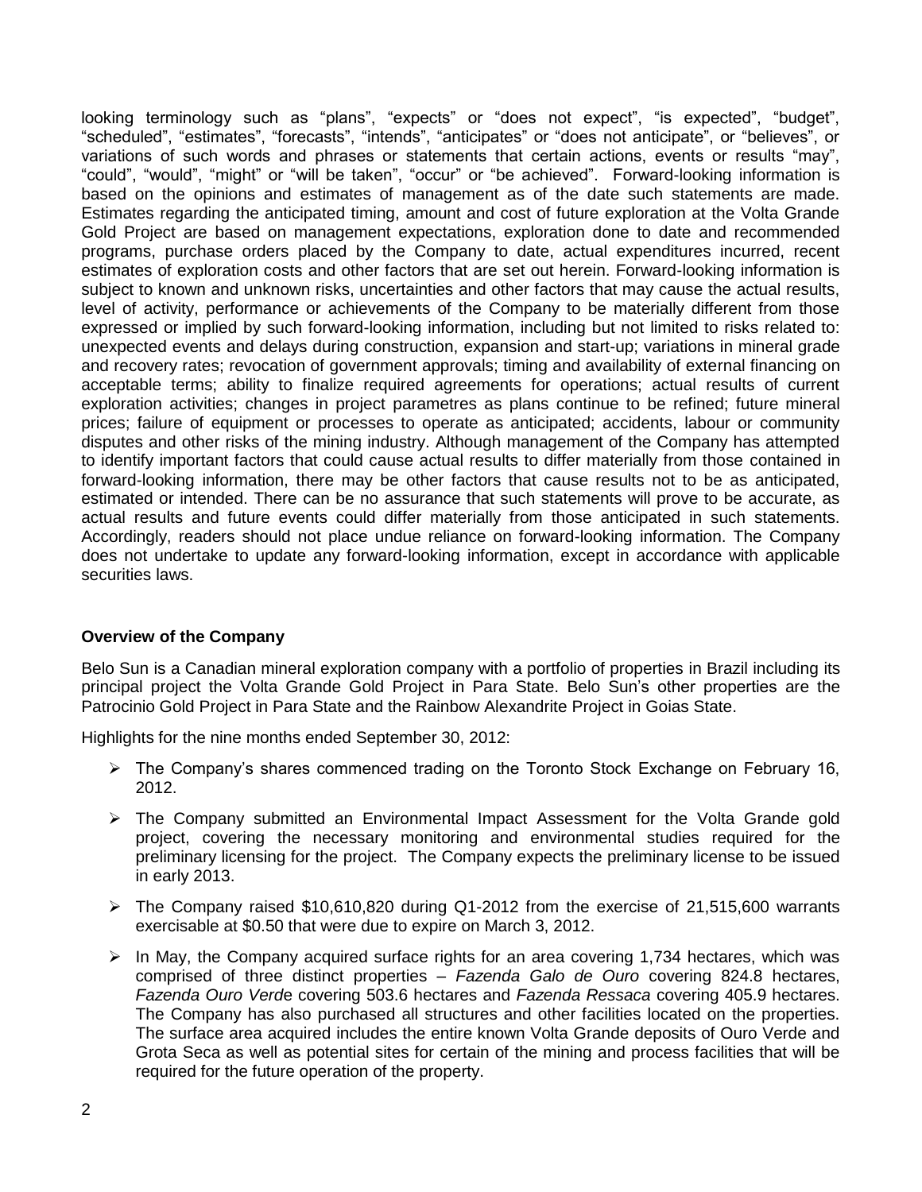looking terminology such as "plans", "expects" or "does not expect", "is expected", "budget", "scheduled", "estimates", "forecasts", "intends", "anticipates" or "does not anticipate", or "believes", or variations of such words and phrases or statements that certain actions, events or results "may", "could", "would", "might" or "will be taken", "occur" or "be achieved". Forward-looking information is based on the opinions and estimates of management as of the date such statements are made. Estimates regarding the anticipated timing, amount and cost of future exploration at the Volta Grande Gold Project are based on management expectations, exploration done to date and recommended programs, purchase orders placed by the Company to date, actual expenditures incurred, recent estimates of exploration costs and other factors that are set out herein. Forward-looking information is subject to known and unknown risks, uncertainties and other factors that may cause the actual results, level of activity, performance or achievements of the Company to be materially different from those expressed or implied by such forward-looking information, including but not limited to risks related to: unexpected events and delays during construction, expansion and start-up; variations in mineral grade and recovery rates; revocation of government approvals; timing and availability of external financing on acceptable terms; ability to finalize required agreements for operations; actual results of current exploration activities; changes in project parametres as plans continue to be refined; future mineral prices; failure of equipment or processes to operate as anticipated; accidents, labour or community disputes and other risks of the mining industry. Although management of the Company has attempted to identify important factors that could cause actual results to differ materially from those contained in forward-looking information, there may be other factors that cause results not to be as anticipated, estimated or intended. There can be no assurance that such statements will prove to be accurate, as actual results and future events could differ materially from those anticipated in such statements. Accordingly, readers should not place undue reliance on forward-looking information. The Company does not undertake to update any forward-looking information, except in accordance with applicable securities laws.

**Overview of the Company**

Belo Sun is a Canadian mineral exploration company with a portfolio of properties in Brazil including its principal project the Volta Grande Gold Project in Para State. Belo Sun's other properties are the Patrocinio Gold Project in Para State and the Rainbow Alexandrite Project in Goias State.

Highlights for the nine months ended September 30, 2012:

- The Company's shares commenced trading on the Toronto Stock Exchange on February 16, 2012.
- The Company submitted an Environmental Impact Assessment for the Volta Grande gold project, covering the necessary monitoring and environmental studies required for the preliminary licensing for the project. The Company expects the preliminary license to be issued in early 2013.
- The Company raised $10,610,820 during Q1-2012 from the exercise of 21,515,600 warrants exercisable at $0.50 that were due to expire on March 3, 2012.
- In May, the Company acquired surface rights for an area covering 1,734 hectares, which was comprised of three distinct properties – *Fazenda Galo de Ouro* covering 824.8 hectares, *Fazenda Ouro Verde* covering 503.6 hectares and *Fazenda Ressaca* covering 405.9 hectares. The Company has also purchased all structures and other facilities located on the properties. The surface area acquired includes the entire known Volta Grande deposits of Ouro Verde and Grota Seca as well as potential sites for certain of the mining and process facilities that will be required for the future operation of the property.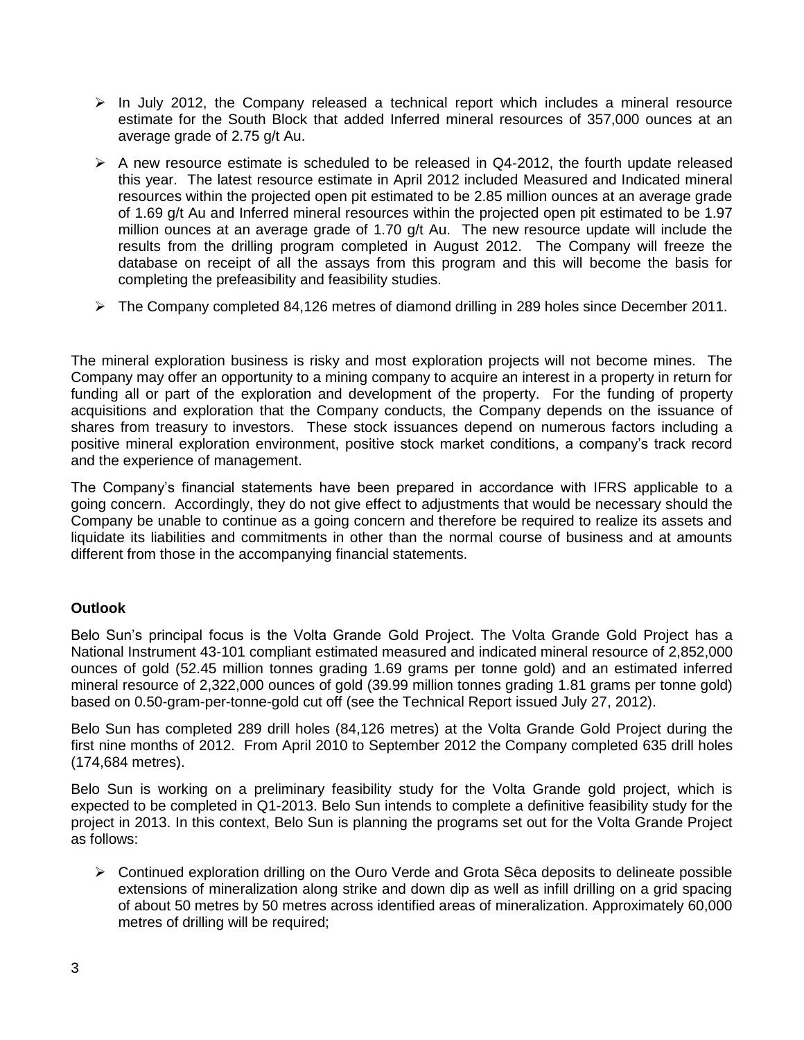- In July 2012, the Company released a technical report which includes a mineral resource estimate for the South Block that added Inferred mineral resources of 357,000 ounces at an average grade of 2.75 g/t Au.
- A new resource estimate is scheduled to be released in Q4-2012, the fourth update released this year. The latest resource estimate in April 2012 included Measured and Indicated mineral resources within the projected open pit estimated to be 2.85 million ounces at an average grade of 1.69 g/t Au and Inferred mineral resources within the projected open pit estimated to be 1.97 million ounces at an average grade of 1.70 g/t Au. The new resource update will include the results from the drilling program completed in August 2012. The Company will freeze the database on receipt of all the assays from this program and this will become the basis for completing the prefeasibility and feasibility studies.
- The Company completed 84,126 metres of diamond drilling in 289 holes since December 2011.

The mineral exploration business is risky and most exploration projects will not become mines. The Company may offer an opportunity to a mining company to acquire an interest in a property in return for funding all or part of the exploration and development of the property. For the funding of property acquisitions and exploration that the Company conducts, the Company depends on the issuance of shares from treasury to investors. These stock issuances depend on numerous factors including a positive mineral exploration environment, positive stock market conditions, a company's track record and the experience of management.

The Company's financial statements have been prepared in accordance with IFRS applicable to a going concern. Accordingly, they do not give effect to adjustments that would be necessary should the Company be unable to continue as a going concern and therefore be required to realize its assets and liquidate its liabilities and commitments in other than the normal course of business and at amounts different from those in the accompanying financial statements.

**Outlook**

Belo Sun's principal focus is the Volta Grande Gold Project. The Volta Grande Gold Project has a National Instrument 43-101 compliant estimated measured and indicated mineral resource of 2,852,000 ounces of gold (52.45 million tonnes grading 1.69 grams per tonne gold) and an estimated inferred mineral resource of 2,322,000 ounces of gold (39.99 million tonnes grading 1.81 grams per tonne gold) based on 0.50-gram-per-tonne-gold cut off (see the Technical Report issued July 27, 2012).

Belo Sun has completed 289 drill holes (84,126 metres) at the Volta Grande Gold Project during the first nine months of 2012. From April 2010 to September 2012 the Company completed 635 drill holes (174,684 metres).

Belo Sun is working on a preliminary feasibility study for the Volta Grande gold project, which is expected to be completed in Q1-2013. Belo Sun intends to complete a definitive feasibility study for the project in 2013. In this context, Belo Sun is planning the programs set out for the Volta Grande Project as follows:

- Continued exploration drilling on the Ouro Verde and Grota Sêca deposits to delineate possible extensions of mineralization along strike and down dip as well as infill drilling on a grid spacing of about 50 metres by 50 metres across identified areas of mineralization. Approximately 60,000 metres of drilling will be required;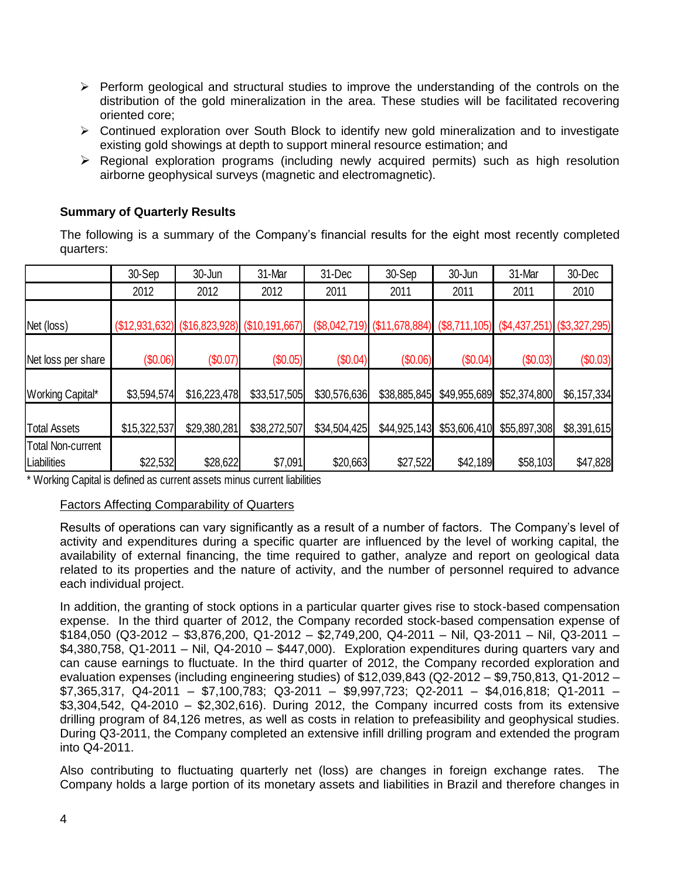- Perform geological and structural studies to improve the understanding of the controls on the distribution of the gold mineralization in the area. These studies will be facilitated recovering oriented core;
- Continued exploration over South Block to identify new gold mineralization and to investigate existing gold showings at depth to support mineral resource estimation; and
- Regional exploration programs (including newly acquired permits) such as high resolution airborne geophysical surveys (magnetic and electromagnetic).

### Summary of Quarterly Results

The following is a summary of the Company's financial results for the eight most recently completed quarters:

| | 30-Sep 2012 | 30-Jun 2012 | 31-Mar 2012 | 31-Dec 2011 | 30-Sep 2011 | 30-Jun 2011 | 31-Mar 2011 | 30-Dec 2010 |
|---|---|---|---|---|---|---|---|---|
| Net (loss) | ($12,931,632) | ($16,823,928) | ($10,191,667) | ($8,042,719) | ($11,678,884) | ($8,711,105) | ($4,437,251) | ($3,327,295) |
| Net loss per share | ($0.06) | ($0.07) | ($0.05) | ($0.04) | ($0.06) | ($0.04) | ($0.03) | ($0.03) |
| Working Capital* | $3,594,574 | $16,223,478 | $33,517,505 | $30,576,636 | $38,885,845 | $49,955,689 | $52,374,800 | $6,157,334 |
| Total Assets | $15,322,537 | $29,380,281 | $38,272,507 | $34,504,425 | $44,925,143 | $53,606,410 | $55,897,308 | $8,391,615 |
| Total Non-current Liabilities | $22,532 | $28,622 | $7,091 | $20,663 | $27,522 | $42,189 | $58,103 | $47,828 |

* Working Capital is defined as current assets minus current liabilities

<u>Factors Affecting Comparability of Quarters</u>

Results of operations can vary significantly as a result of a number of factors. The Company's level of activity and expenditures during a specific quarter are influenced by the level of working capital, the availability of external financing, the time required to gather, analyze and report on geological data related to its properties and the nature of activity, and the number of personnel required to advance each individual project.

In addition, the granting of stock options in a particular quarter gives rise to stock-based compensation expense. In the third quarter of 2012, the Company recorded stock-based compensation expense of $184,050 (Q3-2012 – $3,876,200, Q1-2012 – $2,749,200, Q4-2011 – Nil, Q3-2011 – Nil, Q3-2011 – $4,380,758, Q1-2011 – Nil, Q4-2010 – $447,000). Exploration expenditures during quarters vary and can cause earnings to fluctuate. In the third quarter of 2012, the Company recorded exploration and evaluation expenses (including engineering studies) of $12,039,843 (Q2-2012 – $9,750,813, Q1-2012 – $7,365,317, Q4-2011 – $7,100,783; Q3-2011 – $9,997,723; Q2-2011 – $4,016,818; Q1-2011 – $3,304,542, Q4-2010 – $2,302,616). During 2012, the Company incurred costs from its extensive drilling program of 84,126 metres, as well as costs in relation to prefeasibility and geophysical studies. During Q3-2011, the Company completed an extensive infill drilling program and extended the program into Q4-2011.

Also contributing to fluctuating quarterly net (loss) are changes in foreign exchange rates. The Company holds a large portion of its monetary assets and liabilities in Brazil and therefore changes in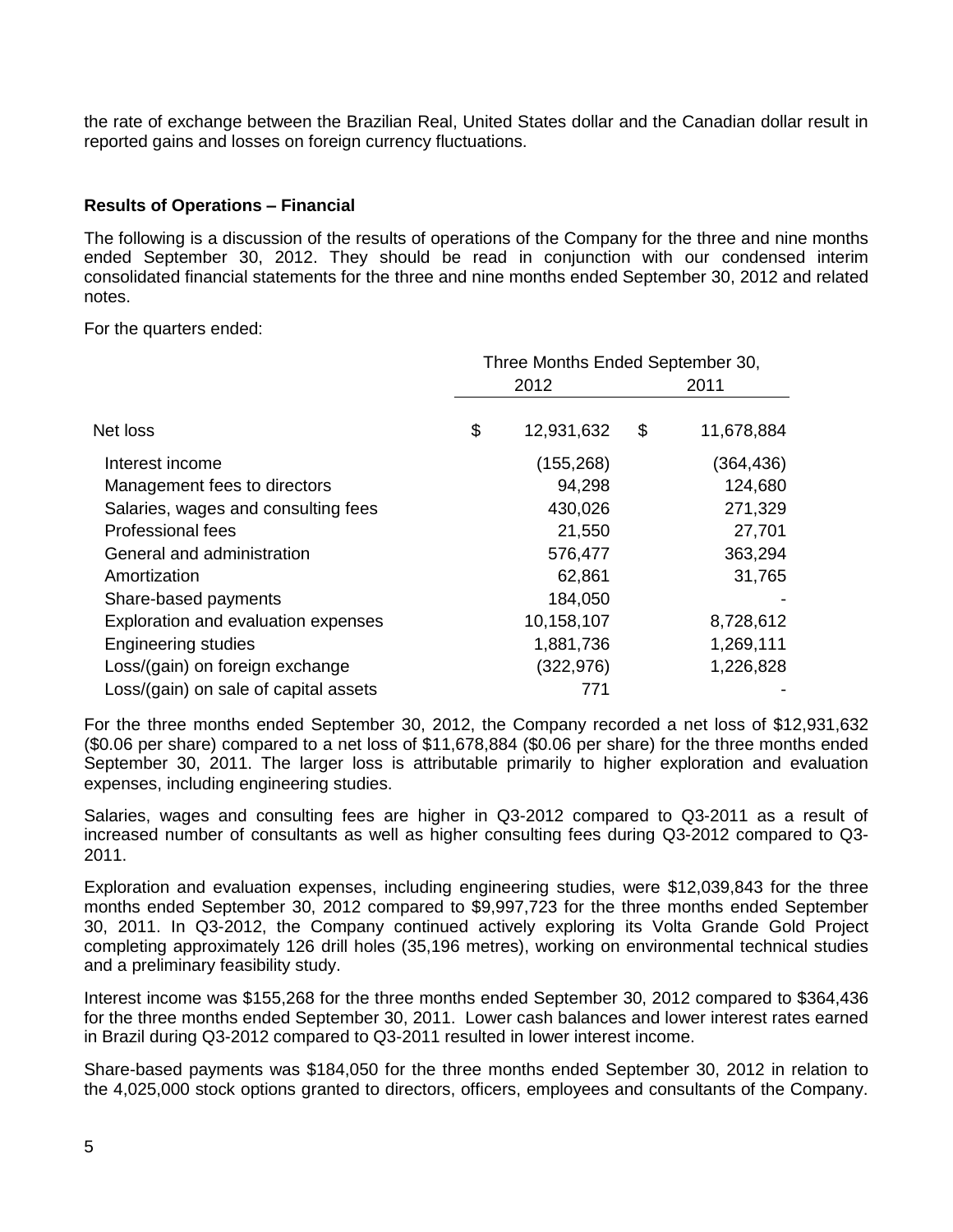the rate of exchange between the Brazilian Real, United States dollar and the Canadian dollar result in reported gains and losses on foreign currency fluctuations.

### Results of Operations – Financial

The following is a discussion of the results of operations of the Company for the three and nine months ended September 30, 2012. They should be read in conjunction with our condensed interim consolidated financial statements for the three and nine months ended September 30, 2012 and related notes.

For the quarters ended:

| | Three Months Ended September 30, | |
|---|---|---|
| | 2012 | 2011 |
| Net loss | $ 12,931,632 | $ 11,678,884 |
| Interest income | (155,268) | (364,436) |
| Management fees to directors | 94,298 | 124,680 |
| Salaries, wages and consulting fees | 430,026 | 271,329 |
| Professional fees | 21,550 | 27,701 |
| General and administration | 576,477 | 363,294 |
| Amortization | 62,861 | 31,765 |
| Share-based payments | 184,050 | - |
| Exploration and evaluation expenses | 10,158,107 | 8,728,612 |
| Engineering studies | 1,881,736 | 1,269,111 |
| Loss/(gain) on foreign exchange | (322,976) | 1,226,828 |
| Loss/(gain) on sale of capital assets | 771 | - |

For the three months ended September 30, 2012, the Company recorded a net loss of $12,931,632 ($0.06 per share) compared to a net loss of $11,678,884 ($0.06 per share) for the three months ended September 30, 2011. The larger loss is attributable primarily to higher exploration and evaluation expenses, including engineering studies.

Salaries, wages and consulting fees are higher in Q3-2012 compared to Q3-2011 as a result of increased number of consultants as well as higher consulting fees during Q3-2012 compared to Q3-2011.

Exploration and evaluation expenses, including engineering studies, were $12,039,843 for the three months ended September 30, 2012 compared to $9,997,723 for the three months ended September 30, 2011. In Q3-2012, the Company continued actively exploring its Volta Grande Gold Project completing approximately 126 drill holes (35,196 metres), working on environmental technical studies and a preliminary feasibility study.

Interest income was $155,268 for the three months ended September 30, 2012 compared to $364,436 for the three months ended September 30, 2011. Lower cash balances and lower interest rates earned in Brazil during Q3-2012 compared to Q3-2011 resulted in lower interest income.

Share-based payments was $184,050 for the three months ended September 30, 2012 in relation to the 4,025,000 stock options granted to directors, officers, employees and consultants of the Company.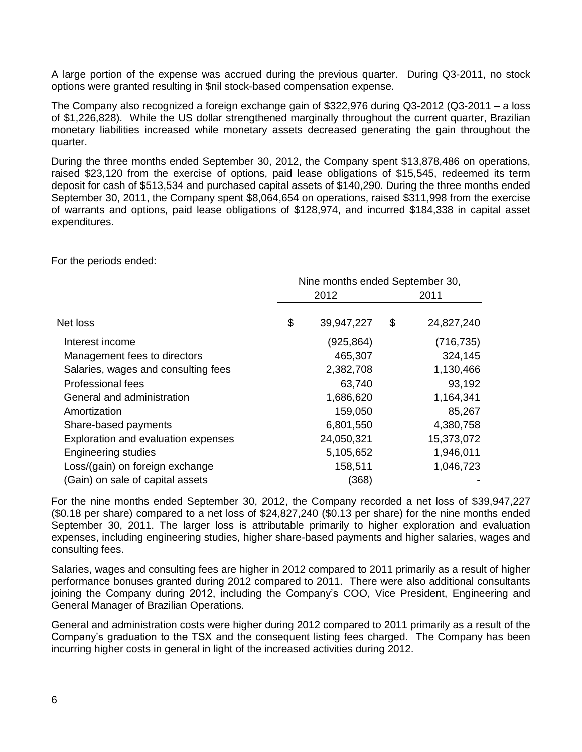A large portion of the expense was accrued during the previous quarter. During Q3-2011, no stock options were granted resulting in $nil stock-based compensation expense.

The Company also recognized a foreign exchange gain of $322,976 during Q3-2012 (Q3-2011 – a loss of $1,226,828). While the US dollar strengthened marginally throughout the current quarter, Brazilian monetary liabilities increased while monetary assets decreased generating the gain throughout the quarter.

During the three months ended September 30, 2012, the Company spent $13,878,486 on operations, raised $23,120 from the exercise of options, paid lease obligations of $15,545, redeemed its term deposit for cash of $513,534 and purchased capital assets of $140,290. During the three months ended September 30, 2011, the Company spent $8,064,654 on operations, raised $311,998 from the exercise of warrants and options, paid lease obligations of $128,974, and incurred $184,338 in capital asset expenditures.

For the periods ended:

| | Nine months ended September 30, | |
|---|---|---|
| | 2012 | 2011 |
| Net loss | $ 39,947,227 | $ 24,827,240 |
| Interest income | (925,864) | (716,735) |
| Management fees to directors | 465,307 | 324,145 |
| Salaries, wages and consulting fees | 2,382,708 | 1,130,466 |
| Professional fees | 63,740 | 93,192 |
| General and administration | 1,686,620 | 1,164,341 |
| Amortization | 159,050 | 85,267 |
| Share-based payments | 6,801,550 | 4,380,758 |
| Exploration and evaluation expenses | 24,050,321 | 15,373,072 |
| Engineering studies | 5,105,652 | 1,946,011 |
| Loss/(gain) on foreign exchange | 158,511 | 1,046,723 |
| (Gain) on sale of capital assets | (368) | - |

For the nine months ended September 30, 2012, the Company recorded a net loss of $39,947,227 ($0.18 per share) compared to a net loss of $24,827,240 ($0.13 per share) for the nine months ended September 30, 2011. The larger loss is attributable primarily to higher exploration and evaluation expenses, including engineering studies, higher share-based payments and higher salaries, wages and consulting fees.

Salaries, wages and consulting fees are higher in 2012 compared to 2011 primarily as a result of higher performance bonuses granted during 2012 compared to 2011. There were also additional consultants joining the Company during 2012, including the Company's COO, Vice President, Engineering and General Manager of Brazilian Operations.

General and administration costs were higher during 2012 compared to 2011 primarily as a result of the Company's graduation to the TSX and the consequent listing fees charged. The Company has been incurring higher costs in general in light of the increased activities during 2012.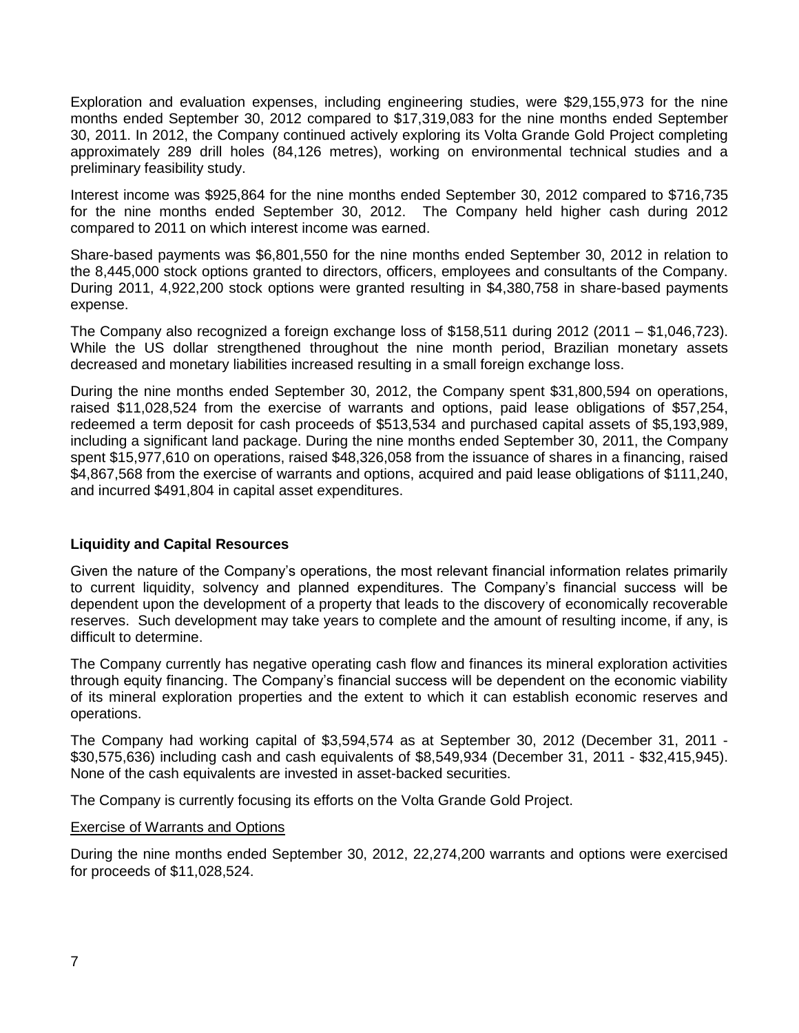Exploration and evaluation expenses, including engineering studies, were $29,155,973 for the nine months ended September 30, 2012 compared to $17,319,083 for the nine months ended September 30, 2011. In 2012, the Company continued actively exploring its Volta Grande Gold Project completing approximately 289 drill holes (84,126 metres), working on environmental technical studies and a preliminary feasibility study.

Interest income was $925,864 for the nine months ended September 30, 2012 compared to $716,735 for the nine months ended September 30, 2012. The Company held higher cash during 2012 compared to 2011 on which interest income was earned.

Share-based payments was $6,801,550 for the nine months ended September 30, 2012 in relation to the 8,445,000 stock options granted to directors, officers, employees and consultants of the Company. During 2011, 4,922,200 stock options were granted resulting in $4,380,758 in share-based payments expense.

The Company also recognized a foreign exchange loss of $158,511 during 2012 (2011 – $1,046,723). While the US dollar strengthened throughout the nine month period, Brazilian monetary assets decreased and monetary liabilities increased resulting in a small foreign exchange loss.

During the nine months ended September 30, 2012, the Company spent $31,800,594 on operations, raised $11,028,524 from the exercise of warrants and options, paid lease obligations of $57,254, redeemed a term deposit for cash proceeds of $513,534 and purchased capital assets of $5,193,989, including a significant land package. During the nine months ended September 30, 2011, the Company spent $15,977,610 on operations, raised $48,326,058 from the issuance of shares in a financing, raised $4,867,568 from the exercise of warrants and options, acquired and paid lease obligations of $111,240, and incurred $491,804 in capital asset expenditures.

## Liquidity and Capital Resources

Given the nature of the Company's operations, the most relevant financial information relates primarily to current liquidity, solvency and planned expenditures. The Company's financial success will be dependent upon the development of a property that leads to the discovery of economically recoverable reserves. Such development may take years to complete and the amount of resulting income, if any, is difficult to determine.

The Company currently has negative operating cash flow and finances its mineral exploration activities through equity financing. The Company's financial success will be dependent on the economic viability of its mineral exploration properties and the extent to which it can establish economic reserves and operations.

The Company had working capital of $3,594,574 as at September 30, 2012 (December 31, 2011 - $30,575,636) including cash and cash equivalents of $8,549,934 (December 31, 2011 - $32,415,945). None of the cash equivalents are invested in asset-backed securities.

The Company is currently focusing its efforts on the Volta Grande Gold Project.

Exercise of Warrants and Options

During the nine months ended September 30, 2012, 22,274,200 warrants and options were exercised for proceeds of $11,028,524.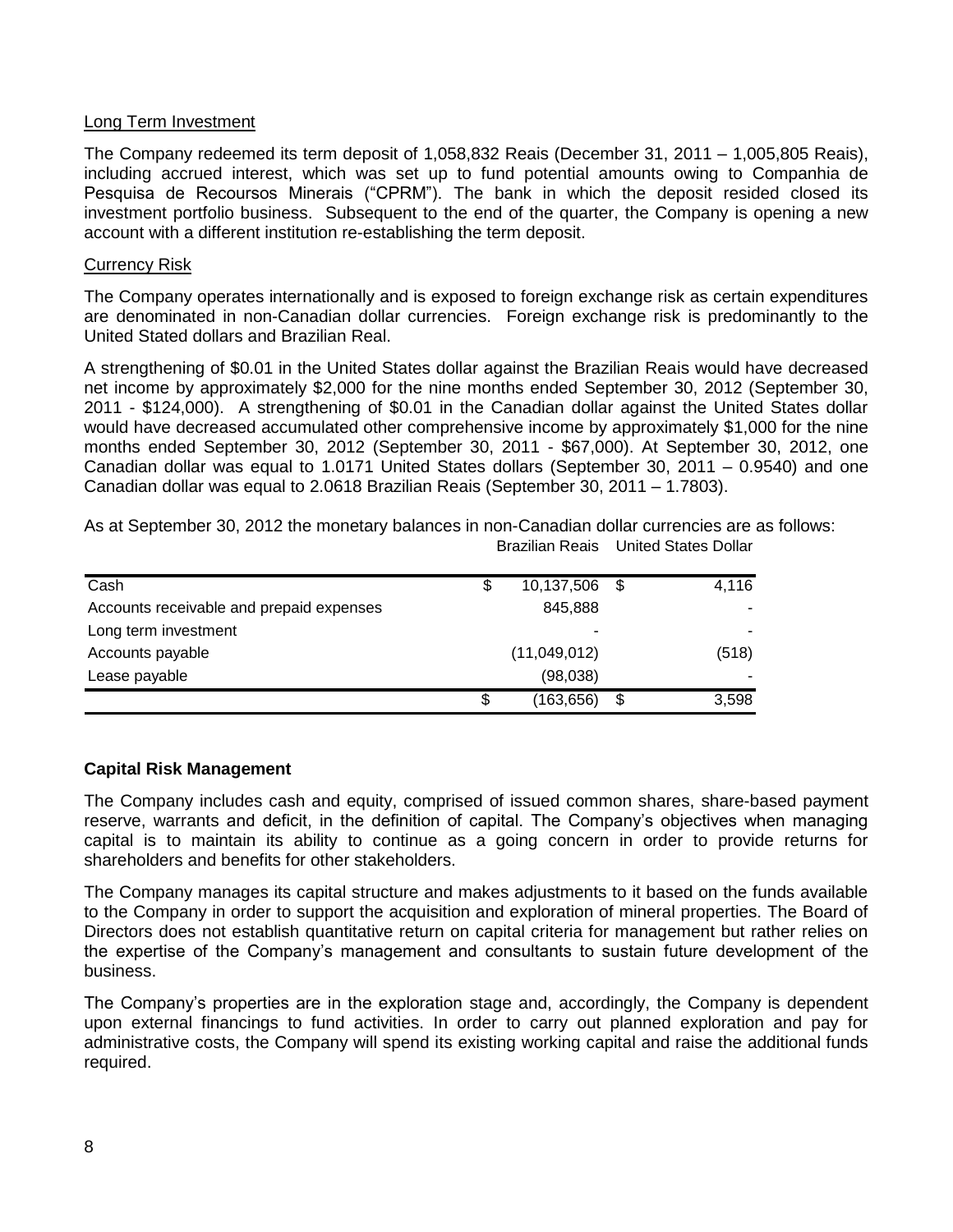Long Term Investment

The Company redeemed its term deposit of 1,058,832 Reais (December 31, 2011 – 1,005,805 Reais), including accrued interest, which was set up to fund potential amounts owing to Companhia de Pesquisa de Recoursos Minerais ("CPRM"). The bank in which the deposit resided closed its investment portfolio business. Subsequent to the end of the quarter, the Company is opening a new account with a different institution re-establishing the term deposit.

Currency Risk

The Company operates internationally and is exposed to foreign exchange risk as certain expenditures are denominated in non-Canadian dollar currencies. Foreign exchange risk is predominantly to the United Stated dollars and Brazilian Real.

A strengthening of $0.01 in the United States dollar against the Brazilian Reais would have decreased net income by approximately $2,000 for the nine months ended September 30, 2012 (September 30, 2011 - $124,000). A strengthening of $0.01 in the Canadian dollar against the United States dollar would have decreased accumulated other comprehensive income by approximately $1,000 for the nine months ended September 30, 2012 (September 30, 2011 - $67,000). At September 30, 2012, one Canadian dollar was equal to 1.0171 United States dollars (September 30, 2011 – 0.9540) and one Canadian dollar was equal to 2.0618 Brazilian Reais (September 30, 2011 – 1.7803).

As at September 30, 2012 the monetary balances in non-Canadian dollar currencies are as follows:

| | Brazilian Reais | United States Dollar |
|---|---|---|
| Cash | $ 10,137,506 | $ 4,116 |
| Accounts receivable and prepaid expenses | 845,888 | - |
| Long term investment | - | - |
| Accounts payable | (11,049,012) | (518) |
| Lease payable | (98,038) | - |
| | $ (163,656) | $ 3,598 |

**Capital Risk Management**

The Company includes cash and equity, comprised of issued common shares, share-based payment reserve, warrants and deficit, in the definition of capital. The Company's objectives when managing capital is to maintain its ability to continue as a going concern in order to provide returns for shareholders and benefits for other stakeholders.

The Company manages its capital structure and makes adjustments to it based on the funds available to the Company in order to support the acquisition and exploration of mineral properties. The Board of Directors does not establish quantitative return on capital criteria for management but rather relies on the expertise of the Company's management and consultants to sustain future development of the business.

The Company's properties are in the exploration stage and, accordingly, the Company is dependent upon external financings to fund activities. In order to carry out planned exploration and pay for administrative costs, the Company will spend its existing working capital and raise the additional funds required.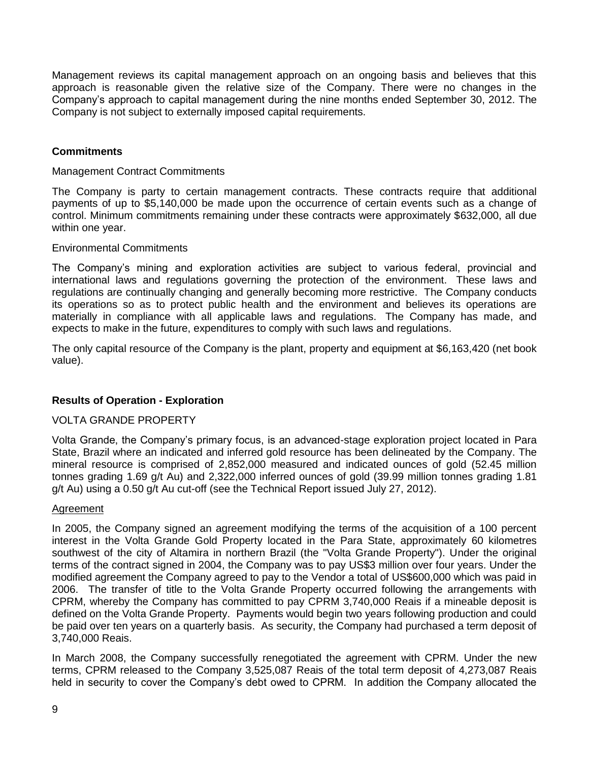Management reviews its capital management approach on an ongoing basis and believes that this approach is reasonable given the relative size of the Company. There were no changes in the Company's approach to capital management during the nine months ended September 30, 2012. The Company is not subject to externally imposed capital requirements.

## Commitments

Management Contract Commitments

The Company is party to certain management contracts. These contracts require that additional payments of up to $5,140,000 be made upon the occurrence of certain events such as a change of control. Minimum commitments remaining under these contracts were approximately $632,000, all due within one year.

Environmental Commitments

The Company's mining and exploration activities are subject to various federal, provincial and international laws and regulations governing the protection of the environment. These laws and regulations are continually changing and generally becoming more restrictive. The Company conducts its operations so as to protect public health and the environment and believes its operations are materially in compliance with all applicable laws and regulations. The Company has made, and expects to make in the future, expenditures to comply with such laws and regulations.

The only capital resource of the Company is the plant, property and equipment at $6,163,420 (net book value).

## Results of Operation - Exploration

VOLTA GRANDE PROPERTY

Volta Grande, the Company's primary focus, is an advanced-stage exploration project located in Para State, Brazil where an indicated and inferred gold resource has been delineated by the Company. The mineral resource is comprised of 2,852,000 measured and indicated ounces of gold (52.45 million tonnes grading 1.69 g/t Au) and 2,322,000 inferred ounces of gold (39.99 million tonnes grading 1.81 g/t Au) using a 0.50 g/t Au cut-off (see the Technical Report issued July 27, 2012).

<u>Agreement</u>

In 2005, the Company signed an agreement modifying the terms of the acquisition of a 100 percent interest in the Volta Grande Gold Property located in the Para State, approximately 60 kilometres southwest of the city of Altamira in northern Brazil (the "Volta Grande Property"). Under the original terms of the contract signed in 2004, the Company was to pay US$3 million over four years. Under the modified agreement the Company agreed to pay to the Vendor a total of US$600,000 which was paid in 2006. The transfer of title to the Volta Grande Property occurred following the arrangements with CPRM, whereby the Company has committed to pay CPRM 3,740,000 Reais if a mineable deposit is defined on the Volta Grande Property. Payments would begin two years following production and could be paid over ten years on a quarterly basis. As security, the Company had purchased a term deposit of 3,740,000 Reais.

In March 2008, the Company successfully renegotiated the agreement with CPRM. Under the new terms, CPRM released to the Company 3,525,087 Reais of the total term deposit of 4,273,087 Reais held in security to cover the Company's debt owed to CPRM. In addition the Company allocated the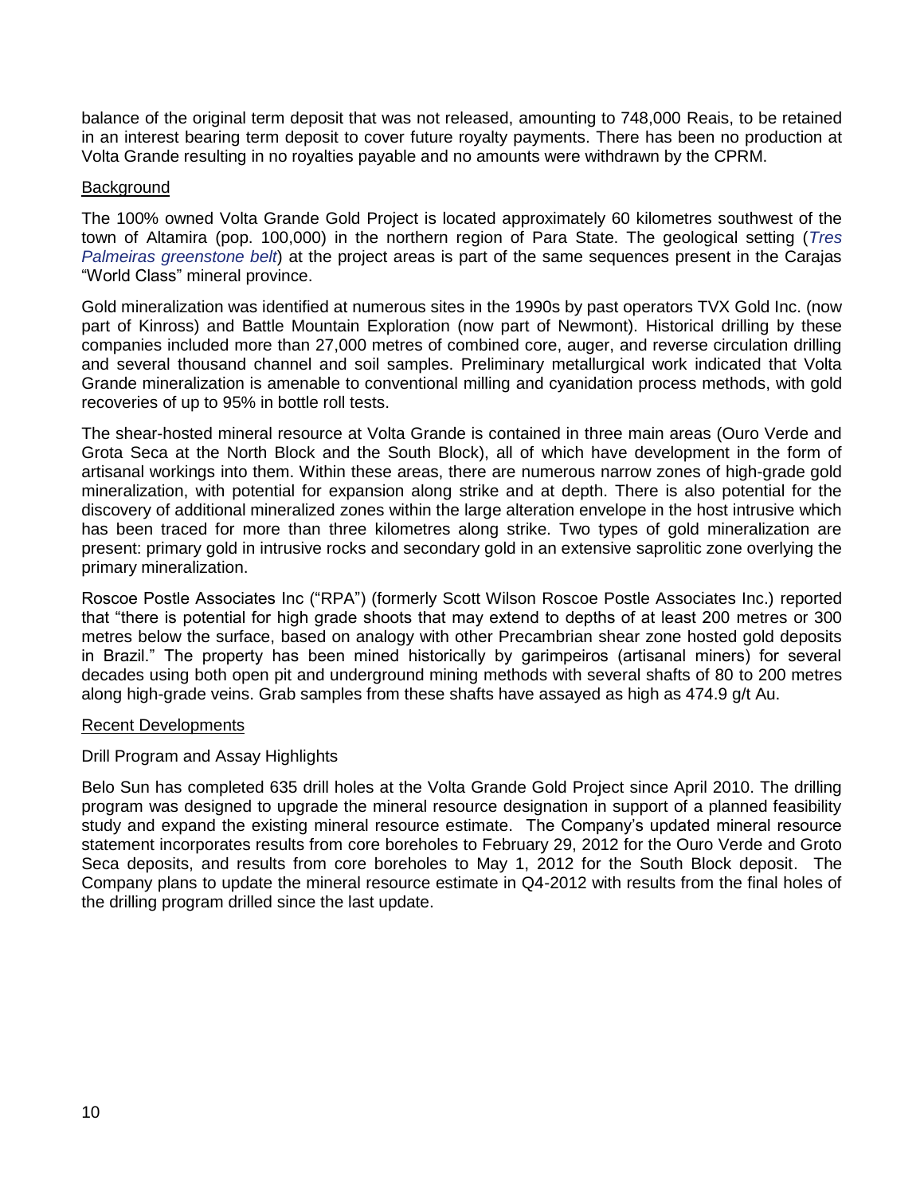balance of the original term deposit that was not released, amounting to 748,000 Reais, to be retained in an interest bearing term deposit to cover future royalty payments. There has been no production at Volta Grande resulting in no royalties payable and no amounts were withdrawn by the CPRM.

## Background

The 100% owned Volta Grande Gold Project is located approximately 60 kilometres southwest of the town of Altamira (pop. 100,000) in the northern region of Para State. The geological setting (*Tres Palmeiras greenstone belt*) at the project areas is part of the same sequences present in the Carajas "World Class" mineral province.

Gold mineralization was identified at numerous sites in the 1990s by past operators TVX Gold Inc. (now part of Kinross) and Battle Mountain Exploration (now part of Newmont). Historical drilling by these companies included more than 27,000 metres of combined core, auger, and reverse circulation drilling and several thousand channel and soil samples. Preliminary metallurgical work indicated that Volta Grande mineralization is amenable to conventional milling and cyanidation process methods, with gold recoveries of up to 95% in bottle roll tests.

The shear-hosted mineral resource at Volta Grande is contained in three main areas (Ouro Verde and Grota Seca at the North Block and the South Block), all of which have development in the form of artisanal workings into them. Within these areas, there are numerous narrow zones of high-grade gold mineralization, with potential for expansion along strike and at depth. There is also potential for the discovery of additional mineralized zones within the large alteration envelope in the host intrusive which has been traced for more than three kilometres along strike. Two types of gold mineralization are present: primary gold in intrusive rocks and secondary gold in an extensive saprolitic zone overlying the primary mineralization.

Roscoe Postle Associates Inc ("RPA") (formerly Scott Wilson Roscoe Postle Associates Inc.) reported that "there is potential for high grade shoots that may extend to depths of at least 200 metres or 300 metres below the surface, based on analogy with other Precambrian shear zone hosted gold deposits in Brazil." The property has been mined historically by garimpeiros (artisanal miners) for several decades using both open pit and underground mining methods with several shafts of 80 to 200 metres along high-grade veins. Grab samples from these shafts have assayed as high as 474.9 g/t Au.

## Recent Developments

### Drill Program and Assay Highlights

Belo Sun has completed 635 drill holes at the Volta Grande Gold Project since April 2010. The drilling program was designed to upgrade the mineral resource designation in support of a planned feasibility study and expand the existing mineral resource estimate. The Company's updated mineral resource statement incorporates results from core boreholes to February 29, 2012 for the Ouro Verde and Groto Seca deposits, and results from core boreholes to May 1, 2012 for the South Block deposit. The Company plans to update the mineral resource estimate in Q4-2012 with results from the final holes of the drilling program drilled since the last update.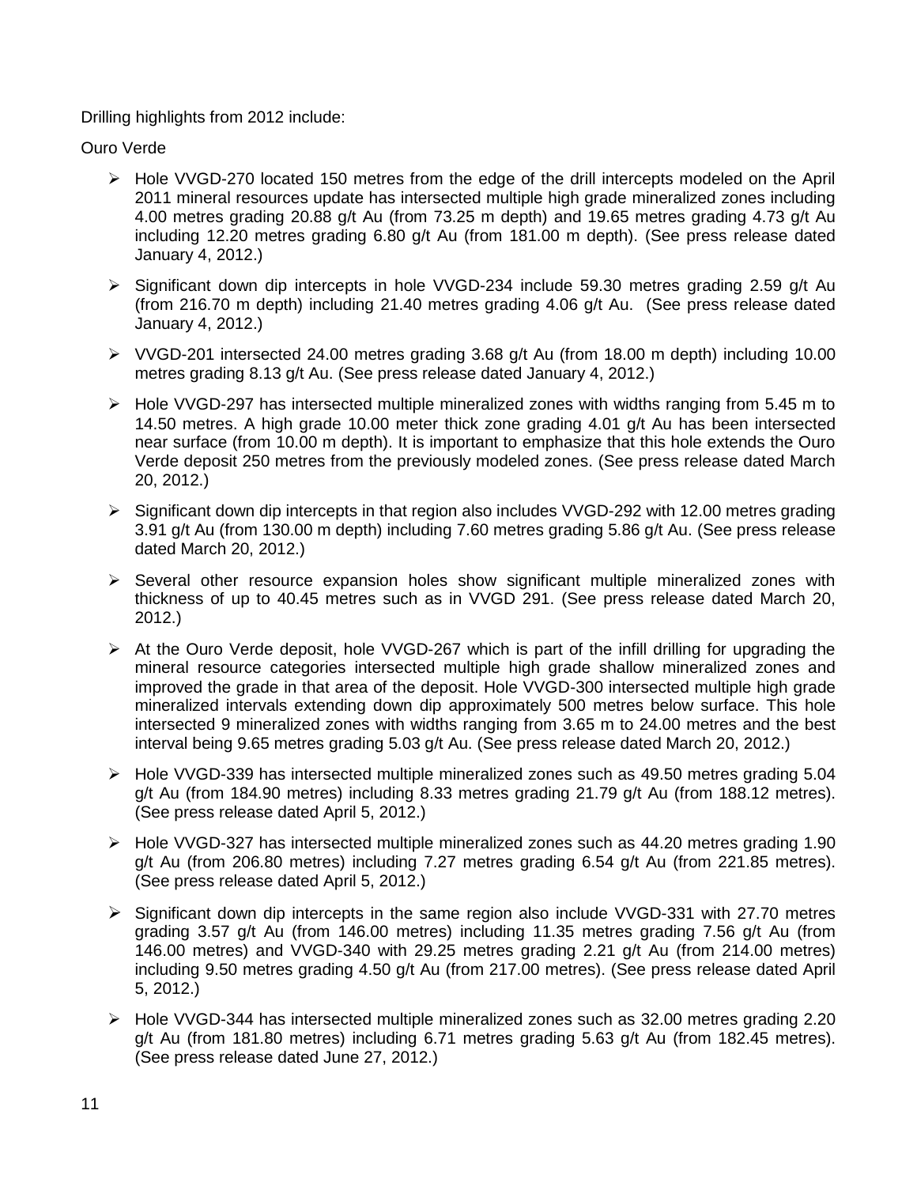Drilling highlights from 2012 include:

Ouro Verde

- Hole VVGD-270 located 150 metres from the edge of the drill intercepts modeled on the April 2011 mineral resources update has intersected multiple high grade mineralized zones including 4.00 metres grading 20.88 g/t Au (from 73.25 m depth) and 19.65 metres grading 4.73 g/t Au including 12.20 metres grading 6.80 g/t Au (from 181.00 m depth). (See press release dated January 4, 2012.)
- Significant down dip intercepts in hole VVGD-234 include 59.30 metres grading 2.59 g/t Au (from 216.70 m depth) including 21.40 metres grading 4.06 g/t Au. (See press release dated January 4, 2012.)
- VVGD-201 intersected 24.00 metres grading 3.68 g/t Au (from 18.00 m depth) including 10.00 metres grading 8.13 g/t Au. (See press release dated January 4, 2012.)
- Hole VVGD-297 has intersected multiple mineralized zones with widths ranging from 5.45 m to 14.50 metres. A high grade 10.00 meter thick zone grading 4.01 g/t Au has been intersected near surface (from 10.00 m depth). It is important to emphasize that this hole extends the Ouro Verde deposit 250 metres from the previously modeled zones. (See press release dated March 20, 2012.)
- Significant down dip intercepts in that region also includes VVGD-292 with 12.00 metres grading 3.91 g/t Au (from 130.00 m depth) including 7.60 metres grading 5.86 g/t Au. (See press release dated March 20, 2012.)
- Several other resource expansion holes show significant multiple mineralized zones with thickness of up to 40.45 metres such as in VVGD 291. (See press release dated March 20, 2012.)
- At the Ouro Verde deposit, hole VVGD-267 which is part of the infill drilling for upgrading the mineral resource categories intersected multiple high grade shallow mineralized zones and improved the grade in that area of the deposit. Hole VVGD-300 intersected multiple high grade mineralized intervals extending down dip approximately 500 metres below surface. This hole intersected 9 mineralized zones with widths ranging from 3.65 m to 24.00 metres and the best interval being 9.65 metres grading 5.03 g/t Au. (See press release dated March 20, 2012.)
- Hole VVGD-339 has intersected multiple mineralized zones such as 49.50 metres grading 5.04 g/t Au (from 184.90 metres) including 8.33 metres grading 21.79 g/t Au (from 188.12 metres). (See press release dated April 5, 2012.)
- Hole VVGD-327 has intersected multiple mineralized zones such as 44.20 metres grading 1.90 g/t Au (from 206.80 metres) including 7.27 metres grading 6.54 g/t Au (from 221.85 metres). (See press release dated April 5, 2012.)
- Significant down dip intercepts in the same region also include VVGD-331 with 27.70 metres grading 3.57 g/t Au (from 146.00 metres) including 11.35 metres grading 7.56 g/t Au (from 146.00 metres) and VVGD-340 with 29.25 metres grading 2.21 g/t Au (from 214.00 metres) including 9.50 metres grading 4.50 g/t Au (from 217.00 metres). (See press release dated April 5, 2012.)
- Hole VVGD-344 has intersected multiple mineralized zones such as 32.00 metres grading 2.20 g/t Au (from 181.80 metres) including 6.71 metres grading 5.63 g/t Au (from 182.45 metres). (See press release dated June 27, 2012.)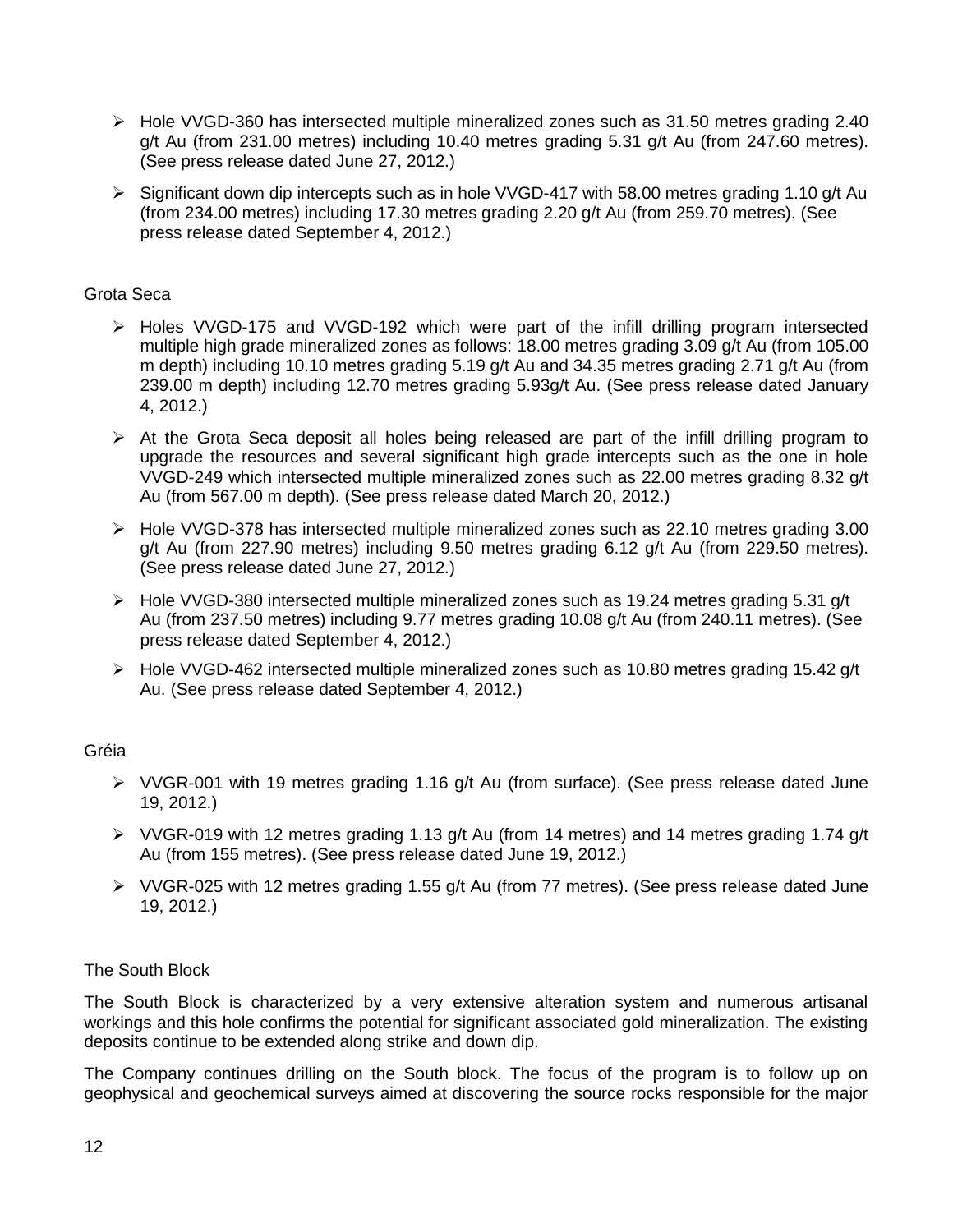- Hole VVGD-360 has intersected multiple mineralized zones such as 31.50 metres grading 2.40 g/t Au (from 231.00 metres) including 10.40 metres grading 5.31 g/t Au (from 247.60 metres). (See press release dated June 27, 2012.)
- Significant down dip intercepts such as in hole VVGD-417 with 58.00 metres grading 1.10 g/t Au (from 234.00 metres) including 17.30 metres grading 2.20 g/t Au (from 259.70 metres). (See press release dated September 4, 2012.)

Grota Seca

- Holes VVGD-175 and VVGD-192 which were part of the infill drilling program intersected multiple high grade mineralized zones as follows: 18.00 metres grading 3.09 g/t Au (from 105.00 m depth) including 10.10 metres grading 5.19 g/t Au and 34.35 metres grading 2.71 g/t Au (from 239.00 m depth) including 12.70 metres grading 5.93g/t Au. (See press release dated January 4, 2012.)
- At the Grota Seca deposit all holes being released are part of the infill drilling program to upgrade the resources and several significant high grade intercepts such as the one in hole VVGD-249 which intersected multiple mineralized zones such as 22.00 metres grading 8.32 g/t Au (from 567.00 m depth). (See press release dated March 20, 2012.)
- Hole VVGD-378 has intersected multiple mineralized zones such as 22.10 metres grading 3.00 g/t Au (from 227.90 metres) including 9.50 metres grading 6.12 g/t Au (from 229.50 metres). (See press release dated June 27, 2012.)
- Hole VVGD-380 intersected multiple mineralized zones such as 19.24 metres grading 5.31 g/t Au (from 237.50 metres) including 9.77 metres grading 10.08 g/t Au (from 240.11 metres). (See press release dated September 4, 2012.)
- Hole VVGD-462 intersected multiple mineralized zones such as 10.80 metres grading 15.42 g/t Au. (See press release dated September 4, 2012.)

Gréia

- VVGR-001 with 19 metres grading 1.16 g/t Au (from surface). (See press release dated June 19, 2012.)
- VVGR-019 with 12 metres grading 1.13 g/t Au (from 14 metres) and 14 metres grading 1.74 g/t Au (from 155 metres). (See press release dated June 19, 2012.)
- VVGR-025 with 12 metres grading 1.55 g/t Au (from 77 metres). (See press release dated June 19, 2012.)

The South Block

The South Block is characterized by a very extensive alteration system and numerous artisanal workings and this hole confirms the potential for significant associated gold mineralization. The existing deposits continue to be extended along strike and down dip.

The Company continues drilling on the South block. The focus of the program is to follow up on geophysical and geochemical surveys aimed at discovering the source rocks responsible for the major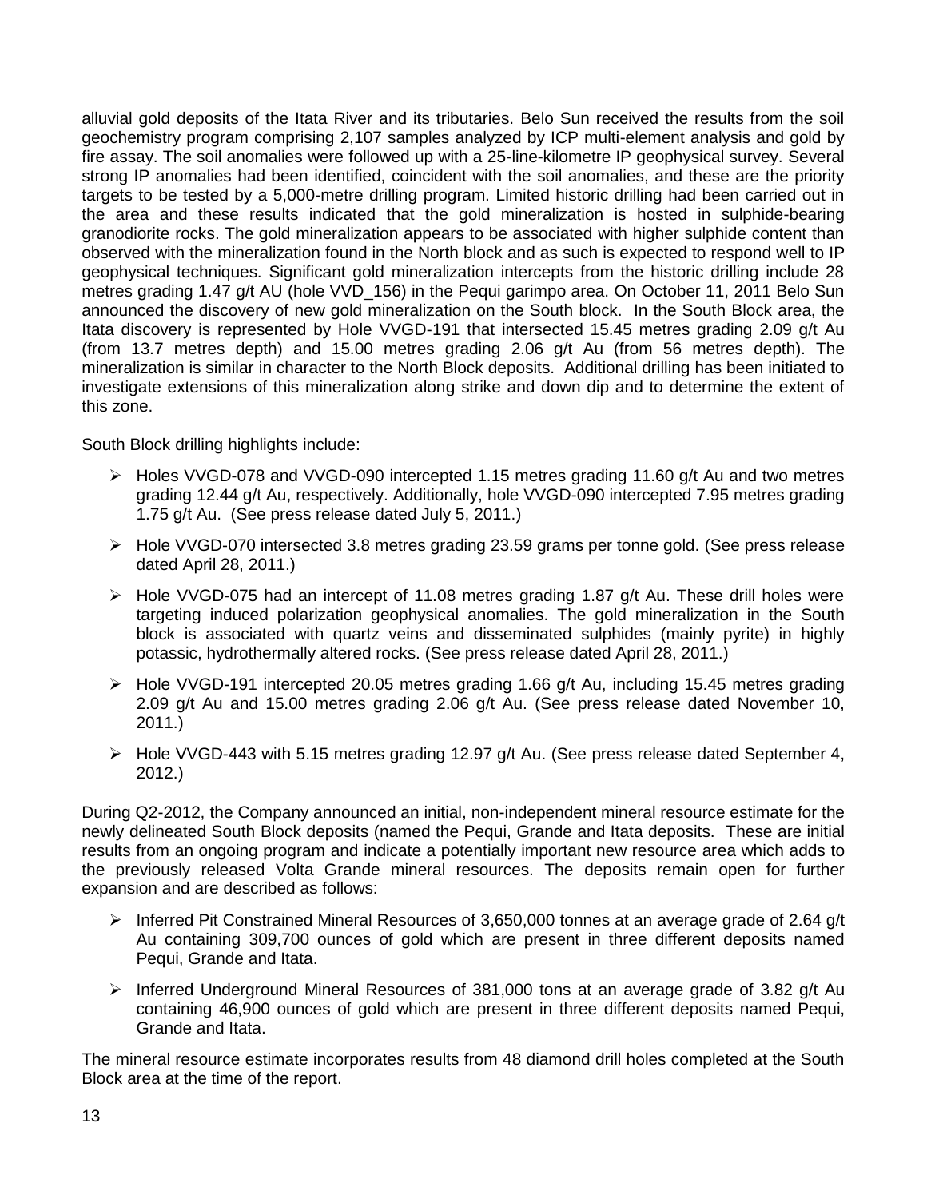alluvial gold deposits of the Itata River and its tributaries. Belo Sun received the results from the soil geochemistry program comprising 2,107 samples analyzed by ICP multi-element analysis and gold by fire assay. The soil anomalies were followed up with a 25-line-kilometre IP geophysical survey. Several strong IP anomalies had been identified, coincident with the soil anomalies, and these are the priority targets to be tested by a 5,000-metre drilling program. Limited historic drilling had been carried out in the area and these results indicated that the gold mineralization is hosted in sulphide-bearing granodiorite rocks. The gold mineralization appears to be associated with higher sulphide content than observed with the mineralization found in the North block and as such is expected to respond well to IP geophysical techniques. Significant gold mineralization intercepts from the historic drilling include 28 metres grading 1.47 g/t AU (hole VVD_156) in the Pequi garimpo area. On October 11, 2011 Belo Sun announced the discovery of new gold mineralization on the South block. In the South Block area, the Itata discovery is represented by Hole VVGD-191 that intersected 15.45 metres grading 2.09 g/t Au (from 13.7 metres depth) and 15.00 metres grading 2.06 g/t Au (from 56 metres depth). The mineralization is similar in character to the North Block deposits. Additional drilling has been initiated to investigate extensions of this mineralization along strike and down dip and to determine the extent of this zone.

South Block drilling highlights include:

- Holes VVGD-078 and VVGD-090 intercepted 1.15 metres grading 11.60 g/t Au and two metres grading 12.44 g/t Au, respectively. Additionally, hole VVGD-090 intercepted 7.95 metres grading 1.75 g/t Au. (See press release dated July 5, 2011.)
- Hole VVGD-070 intersected 3.8 metres grading 23.59 grams per tonne gold. (See press release dated April 28, 2011.)
- Hole VVGD-075 had an intercept of 11.08 metres grading 1.87 g/t Au. These drill holes were targeting induced polarization geophysical anomalies. The gold mineralization in the South block is associated with quartz veins and disseminated sulphides (mainly pyrite) in highly potassic, hydrothermally altered rocks. (See press release dated April 28, 2011.)
- Hole VVGD-191 intercepted 20.05 metres grading 1.66 g/t Au, including 15.45 metres grading 2.09 g/t Au and 15.00 metres grading 2.06 g/t Au. (See press release dated November 10, 2011.)
- Hole VVGD-443 with 5.15 metres grading 12.97 g/t Au. (See press release dated September 4, 2012.)

During Q2-2012, the Company announced an initial, non-independent mineral resource estimate for the newly delineated South Block deposits (named the Pequi, Grande and Itata deposits. These are initial results from an ongoing program and indicate a potentially important new resource area which adds to the previously released Volta Grande mineral resources. The deposits remain open for further expansion and are described as follows:

- Inferred Pit Constrained Mineral Resources of 3,650,000 tonnes at an average grade of 2.64 g/t Au containing 309,700 ounces of gold which are present in three different deposits named Pequi, Grande and Itata.
- Inferred Underground Mineral Resources of 381,000 tons at an average grade of 3.82 g/t Au containing 46,900 ounces of gold which are present in three different deposits named Pequi, Grande and Itata.

The mineral resource estimate incorporates results from 48 diamond drill holes completed at the South Block area at the time of the report.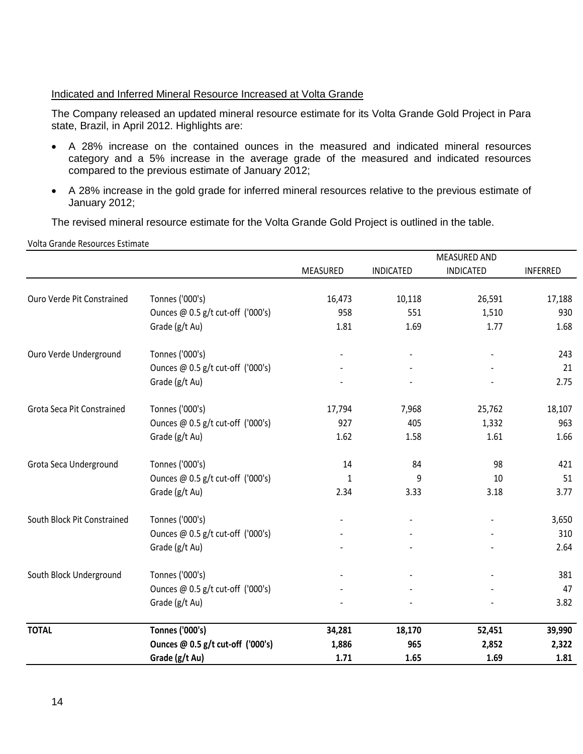Indicated and Inferred Mineral Resource Increased at Volta Grande

The Company released an updated mineral resource estimate for its Volta Grande Gold Project in Para state, Brazil, in April 2012. Highlights are:

- A 28% increase on the contained ounces in the measured and indicated mineral resources category and a 5% increase in the average grade of the measured and indicated resources compared to the previous estimate of January 2012;
- A 28% increase in the gold grade for inferred mineral resources relative to the previous estimate of January 2012;

The revised mineral resource estimate for the Volta Grande Gold Project is outlined in the table.

Volta Grande Resources Estimate

| | | MEASURED | INDICATED | MEASURED AND INDICATED | INFERRED |
|---|---|---|---|---|---|
| Ouro Verde Pit Constrained | Tonnes ('000's) | 16,473 | 10,118 | 26,591 | 17,188 |
| | Ounces @ 0.5 g/t cut-off ('000's) | 958 | 551 | 1,510 | 930 |
| | Grade (g/t Au) | 1.81 | 1.69 | 1.77 | 1.68 |
| Ouro Verde Underground | Tonnes ('000's) | - | - | - | 243 |
| | Ounces @ 0.5 g/t cut-off ('000's) | - | - | - | 21 |
| | Grade (g/t Au) | - | - | - | 2.75 |
| Grota Seca Pit Constrained | Tonnes ('000's) | 17,794 | 7,968 | 25,762 | 18,107 |
| | Ounces @ 0.5 g/t cut-off ('000's) | 927 | 405 | 1,332 | 963 |
| | Grade (g/t Au) | 1.62 | 1.58 | 1.61 | 1.66 |
| Grota Seca Underground | Tonnes ('000's) | 14 | 84 | 98 | 421 |
| | Ounces @ 0.5 g/t cut-off ('000's) | 1 | 9 | 10 | 51 |
| | Grade (g/t Au) | 2.34 | 3.33 | 3.18 | 3.77 |
| South Block Pit Constrained | Tonnes ('000's) | - | - | - | 3,650 |
| | Ounces @ 0.5 g/t cut-off ('000's) | - | - | - | 310 |
| | Grade (g/t Au) | - | - | - | 2.64 |
| South Block Underground | Tonnes ('000's) | - | - | - | 381 |
| | Ounces @ 0.5 g/t cut-off ('000's) | - | - | - | 47 |
| | Grade (g/t Au) | - | - | - | 3.82 |
| **TOTAL** | **Tonnes ('000's)** | **34,281** | **18,170** | **52,451** | **39,990** |
| | **Ounces @ 0.5 g/t cut-off ('000's)** | **1,886** | **965** | **2,852** | **2,322** |
| | **Grade (g/t Au)** | **1.71** | **1.65** | **1.69** | **1.81** |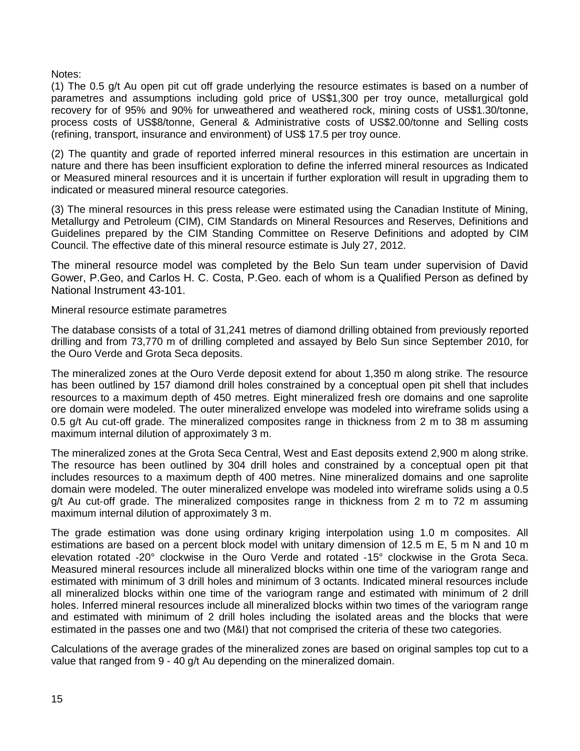Notes:

(1) The 0.5 g/t Au open pit cut off grade underlying the resource estimates is based on a number of parametres and assumptions including gold price of US$1,300 per troy ounce, metallurgical gold recovery for of 95% and 90% for unweathered and weathered rock, mining costs of US$1.30/tonne, process costs of US$8/tonne, General & Administrative costs of US$2.00/tonne and Selling costs (refining, transport, insurance and environment) of US$ 17.5 per troy ounce.

(2) The quantity and grade of reported inferred mineral resources in this estimation are uncertain in nature and there has been insufficient exploration to define the inferred mineral resources as Indicated or Measured mineral resources and it is uncertain if further exploration will result in upgrading them to indicated or measured mineral resource categories.

(3) The mineral resources in this press release were estimated using the Canadian Institute of Mining, Metallurgy and Petroleum (CIM), CIM Standards on Mineral Resources and Reserves, Definitions and Guidelines prepared by the CIM Standing Committee on Reserve Definitions and adopted by CIM Council. The effective date of this mineral resource estimate is July 27, 2012.

The mineral resource model was completed by the Belo Sun team under supervision of David Gower, P.Geo, and Carlos H. C. Costa, P.Geo. each of whom is a Qualified Person as defined by National Instrument 43-101.

Mineral resource estimate parametres

The database consists of a total of 31,241 metres of diamond drilling obtained from previously reported drilling and from 73,770 m of drilling completed and assayed by Belo Sun since September 2010, for the Ouro Verde and Grota Seca deposits.

The mineralized zones at the Ouro Verde deposit extend for about 1,350 m along strike. The resource has been outlined by 157 diamond drill holes constrained by a conceptual open pit shell that includes resources to a maximum depth of 450 metres. Eight mineralized fresh ore domains and one saprolite ore domain were modeled. The outer mineralized envelope was modeled into wireframe solids using a 0.5 g/t Au cut-off grade. The mineralized composites range in thickness from 2 m to 38 m assuming maximum internal dilution of approximately 3 m.

The mineralized zones at the Grota Seca Central, West and East deposits extend 2,900 m along strike. The resource has been outlined by 304 drill holes and constrained by a conceptual open pit that includes resources to a maximum depth of 400 metres. Nine mineralized domains and one saprolite domain were modeled. The outer mineralized envelope was modeled into wireframe solids using a 0.5 g/t Au cut-off grade. The mineralized composites range in thickness from 2 m to 72 m assuming maximum internal dilution of approximately 3 m.

The grade estimation was done using ordinary kriging interpolation using 1.0 m composites. All estimations are based on a percent block model with unitary dimension of 12.5 m E, 5 m N and 10 m elevation rotated -20° clockwise in the Ouro Verde and rotated -15° clockwise in the Grota Seca. Measured mineral resources include all mineralized blocks within one time of the variogram range and estimated with minimum of 3 drill holes and minimum of 3 octants. Indicated mineral resources include all mineralized blocks within one time of the variogram range and estimated with minimum of 2 drill holes. Inferred mineral resources include all mineralized blocks within two times of the variogram range and estimated with minimum of 2 drill holes including the isolated areas and the blocks that were estimated in the passes one and two (M&I) that not comprised the criteria of these two categories.

Calculations of the average grades of the mineralized zones are based on original samples top cut to a value that ranged from 9 - 40 g/t Au depending on the mineralized domain.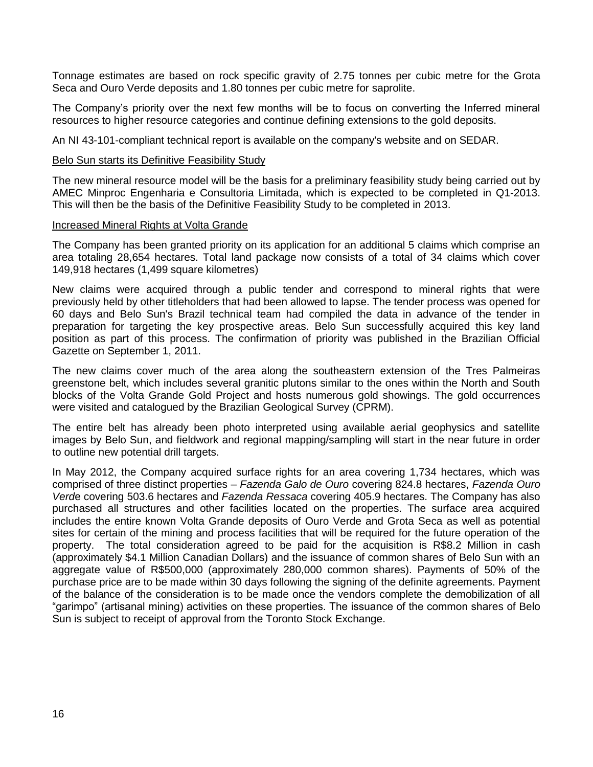Tonnage estimates are based on rock specific gravity of 2.75 tonnes per cubic metre for the Grota Seca and Ouro Verde deposits and 1.80 tonnes per cubic metre for saprolite.

The Company's priority over the next few months will be to focus on converting the Inferred mineral resources to higher resource categories and continue defining extensions to the gold deposits.

An NI 43-101-compliant technical report is available on the company's website and on SEDAR.

<u>Belo Sun starts its Definitive Feasibility Study</u>

The new mineral resource model will be the basis for a preliminary feasibility study being carried out by AMEC Minproc Engenharia e Consultoria Limitada, which is expected to be completed in Q1-2013. This will then be the basis of the Definitive Feasibility Study to be completed in 2013.

<u>Increased Mineral Rights at Volta Grande</u>

The Company has been granted priority on its application for an additional 5 claims which comprise an area totaling 28,654 hectares. Total land package now consists of a total of 34 claims which cover 149,918 hectares (1,499 square kilometres)

New claims were acquired through a public tender and correspond to mineral rights that were previously held by other titleholders that had been allowed to lapse. The tender process was opened for 60 days and Belo Sun's Brazil technical team had compiled the data in advance of the tender in preparation for targeting the key prospective areas. Belo Sun successfully acquired this key land position as part of this process. The confirmation of priority was published in the Brazilian Official Gazette on September 1, 2011.

The new claims cover much of the area along the southeastern extension of the Tres Palmeiras greenstone belt, which includes several granitic plutons similar to the ones within the North and South blocks of the Volta Grande Gold Project and hosts numerous gold showings. The gold occurrences were visited and catalogued by the Brazilian Geological Survey (CPRM).

The entire belt has already been photo interpreted using available aerial geophysics and satellite images by Belo Sun, and fieldwork and regional mapping/sampling will start in the near future in order to outline new potential drill targets.

In May 2012, the Company acquired surface rights for an area covering 1,734 hectares, which was comprised of three distinct properties – *Fazenda Galo de Ouro* covering 824.8 hectares, *Fazenda Ouro Verde* covering 503.6 hectares and *Fazenda Ressaca* covering 405.9 hectares. The Company has also purchased all structures and other facilities located on the properties. The surface area acquired includes the entire known Volta Grande deposits of Ouro Verde and Grota Seca as well as potential sites for certain of the mining and process facilities that will be required for the future operation of the property. The total consideration agreed to be paid for the acquisition is R$8.2 Million in cash (approximately $4.1 Million Canadian Dollars) and the issuance of common shares of Belo Sun with an aggregate value of R$500,000 (approximately 280,000 common shares). Payments of 50% of the purchase price are to be made within 30 days following the signing of the definite agreements. Payment of the balance of the consideration is to be made once the vendors complete the demobilization of all "garimpo" (artisanal mining) activities on these properties. The issuance of the common shares of Belo Sun is subject to receipt of approval from the Toronto Stock Exchange.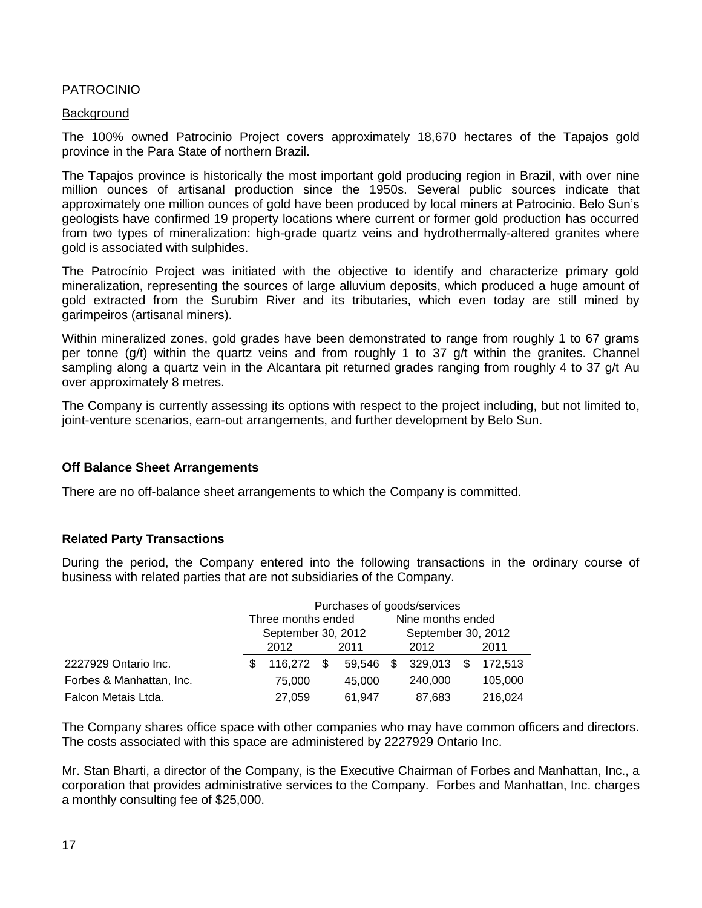PATROCINIO

Background

The 100% owned Patrocinio Project covers approximately 18,670 hectares of the Tapajos gold province in the Para State of northern Brazil.

The Tapajos province is historically the most important gold producing region in Brazil, with over nine million ounces of artisanal production since the 1950s. Several public sources indicate that approximately one million ounces of gold have been produced by local miners at Patrocinio. Belo Sun's geologists have confirmed 19 property locations where current or former gold production has occurred from two types of mineralization: high-grade quartz veins and hydrothermally-altered granites where gold is associated with sulphides.

The Patrocínio Project was initiated with the objective to identify and characterize primary gold mineralization, representing the sources of large alluvium deposits, which produced a huge amount of gold extracted from the Surubim River and its tributaries, which even today are still mined by garimpeiros (artisanal miners).

Within mineralized zones, gold grades have been demonstrated to range from roughly 1 to 67 grams per tonne (g/t) within the quartz veins and from roughly 1 to 37 g/t within the granites. Channel sampling along a quartz vein in the Alcantara pit returned grades ranging from roughly 4 to 37 g/t Au over approximately 8 metres.

The Company is currently assessing its options with respect to the project including, but not limited to, joint-venture scenarios, earn-out arrangements, and further development by Belo Sun.

**Off Balance Sheet Arrangements**

There are no off-balance sheet arrangements to which the Company is committed.

**Related Party Transactions**

During the period, the Company entered into the following transactions in the ordinary course of business with related parties that are not subsidiaries of the Company.

| | Purchases of goods/services | | | |
|---|---|---|---|---|
| | Three months ended September 30, 2012 | | Nine months ended September 30, 2012 | |
| | 2012 | 2011 | 2012 | 2011 |
| 2227929 Ontario Inc. | $ 116,272 | $ 59,546 | $ 329,013 | $ 172,513 |
| Forbes & Manhattan, Inc. | 75,000 | 45,000 | 240,000 | 105,000 |
| Falcon Metais Ltda. | 27,059 | 61,947 | 87,683 | 216,024 |

The Company shares office space with other companies who may have common officers and directors. The costs associated with this space are administered by 2227929 Ontario Inc.

Mr. Stan Bharti, a director of the Company, is the Executive Chairman of Forbes and Manhattan, Inc., a corporation that provides administrative services to the Company. Forbes and Manhattan, Inc. charges a monthly consulting fee of $25,000.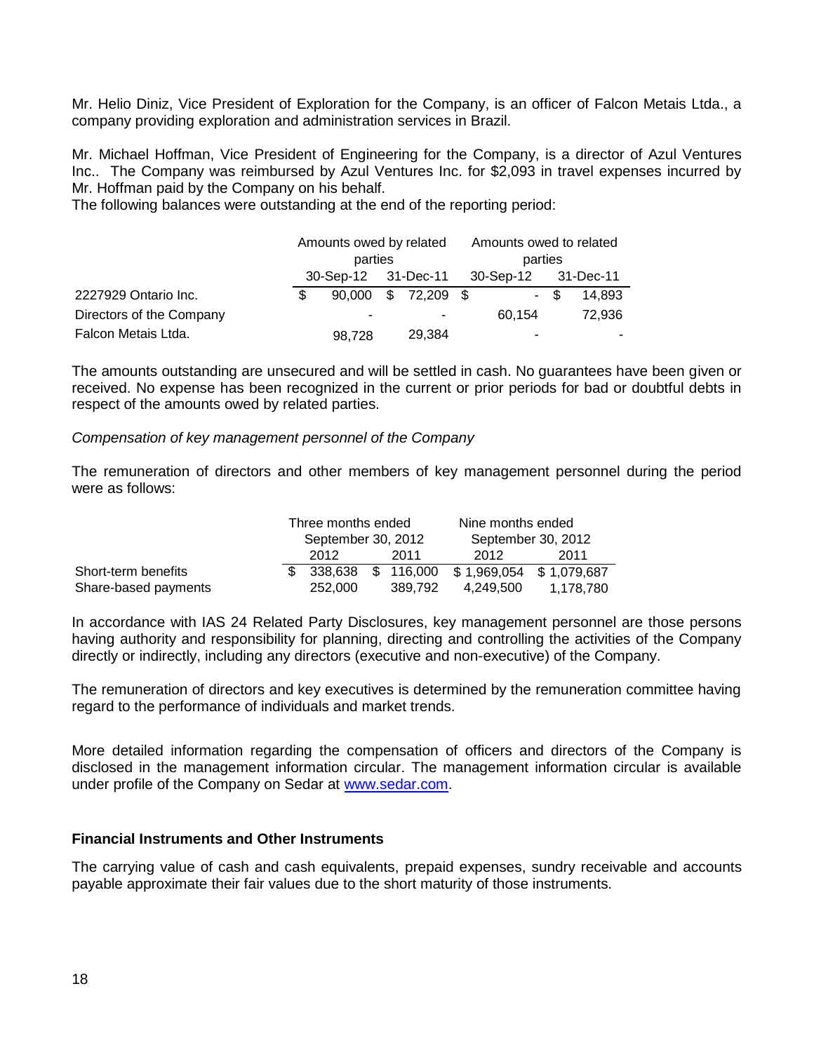Mr. Helio Diniz, Vice President of Exploration for the Company, is an officer of Falcon Metais Ltda., a company providing exploration and administration services in Brazil.

Mr. Michael Hoffman, Vice President of Engineering for the Company, is a director of Azul Ventures Inc.. The Company was reimbursed by Azul Ventures Inc. for $2,093 in travel expenses incurred by Mr. Hoffman paid by the Company on his behalf.

The following balances were outstanding at the end of the reporting period:

| | Amounts owed by related parties | | Amounts owed to related parties | |
|---|---|---|---|---|
| | 30-Sep-12 | 31-Dec-11 | 30-Sep-12 | 31-Dec-11 |
| 2227929 Ontario Inc. | $ 90,000 | $ 72,209 | $ - | $ 14,893 |
| Directors of the Company | - | - | 60,154 | 72,936 |
| Falcon Metais Ltda. | 98,728 | 29,384 | - | - |

The amounts outstanding are unsecured and will be settled in cash. No guarantees have been given or received. No expense has been recognized in the current or prior periods for bad or doubtful debts in respect of the amounts owed by related parties.

*Compensation of key management personnel of the Company*

The remuneration of directors and other members of key management personnel during the period were as follows:

| | Three months ended September 30, 2012 | | Nine months ended September 30, 2012 | |
|---|---|---|---|---|
| | 2012 | 2011 | 2012 | 2011 |
| Short-term benefits | $ 338,638 | $ 116,000 | $ 1,969,054 | $ 1,079,687 |
| Share-based payments | 252,000 | 389,792 | 4,249,500 | 1,178,780 |

In accordance with IAS 24 Related Party Disclosures, key management personnel are those persons having authority and responsibility for planning, directing and controlling the activities of the Company directly or indirectly, including any directors (executive and non-executive) of the Company.

The remuneration of directors and key executives is determined by the remuneration committee having regard to the performance of individuals and market trends.

More detailed information regarding the compensation of officers and directors of the Company is disclosed in the management information circular. The management information circular is available under profile of the Company on Sedar at www.sedar.com.

**Financial Instruments and Other Instruments**

The carrying value of cash and cash equivalents, prepaid expenses, sundry receivable and accounts payable approximate their fair values due to the short maturity of those instruments.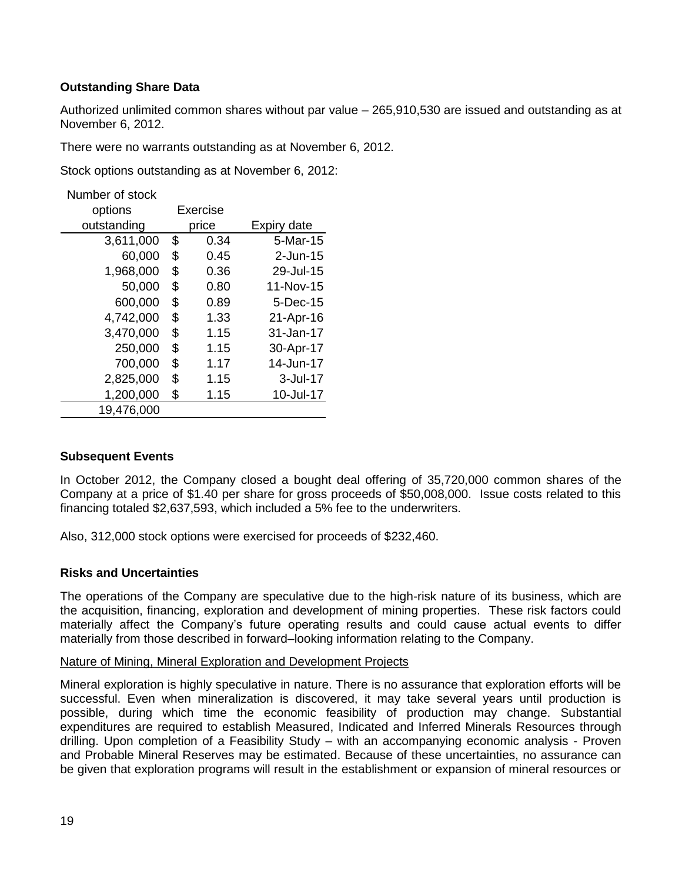**Outstanding Share Data**

Authorized unlimited common shares without par value – 265,910,530 are issued and outstanding as at November 6, 2012.

There were no warrants outstanding as at November 6, 2012.

Stock options outstanding as at November 6, 2012:

| Number of stock options outstanding | Exercise price | Expiry date |
|---|---|---|
| 3,611,000 | $ 0.34 | 5-Mar-15 |
| 60,000 | $ 0.45 | 2-Jun-15 |
| 1,968,000 | $ 0.36 | 29-Jul-15 |
| 50,000 | $ 0.80 | 11-Nov-15 |
| 600,000 | $ 0.89 | 5-Dec-15 |
| 4,742,000 | $ 1.33 | 21-Apr-16 |
| 3,470,000 | $ 1.15 | 31-Jan-17 |
| 250,000 | $ 1.15 | 30-Apr-17 |
| 700,000 | $ 1.17 | 14-Jun-17 |
| 2,825,000 | $ 1.15 | 3-Jul-17 |
| 1,200,000 | $ 1.15 | 10-Jul-17 |
| 19,476,000 | | |

**Subsequent Events**

In October 2012, the Company closed a bought deal offering of 35,720,000 common shares of the Company at a price of $1.40 per share for gross proceeds of $50,008,000. Issue costs related to this financing totaled $2,637,593, which included a 5% fee to the underwriters.

Also, 312,000 stock options were exercised for proceeds of $232,460.

**Risks and Uncertainties**

The operations of the Company are speculative due to the high-risk nature of its business, which are the acquisition, financing, exploration and development of mining properties. These risk factors could materially affect the Company's future operating results and could cause actual events to differ materially from those described in forward–looking information relating to the Company.

Nature of Mining, Mineral Exploration and Development Projects

Mineral exploration is highly speculative in nature. There is no assurance that exploration efforts will be successful. Even when mineralization is discovered, it may take several years until production is possible, during which time the economic feasibility of production may change. Substantial expenditures are required to establish Measured, Indicated and Inferred Minerals Resources through drilling. Upon completion of a Feasibility Study – with an accompanying economic analysis - Proven and Probable Mineral Reserves may be estimated. Because of these uncertainties, no assurance can be given that exploration programs will result in the establishment or expansion of mineral resources or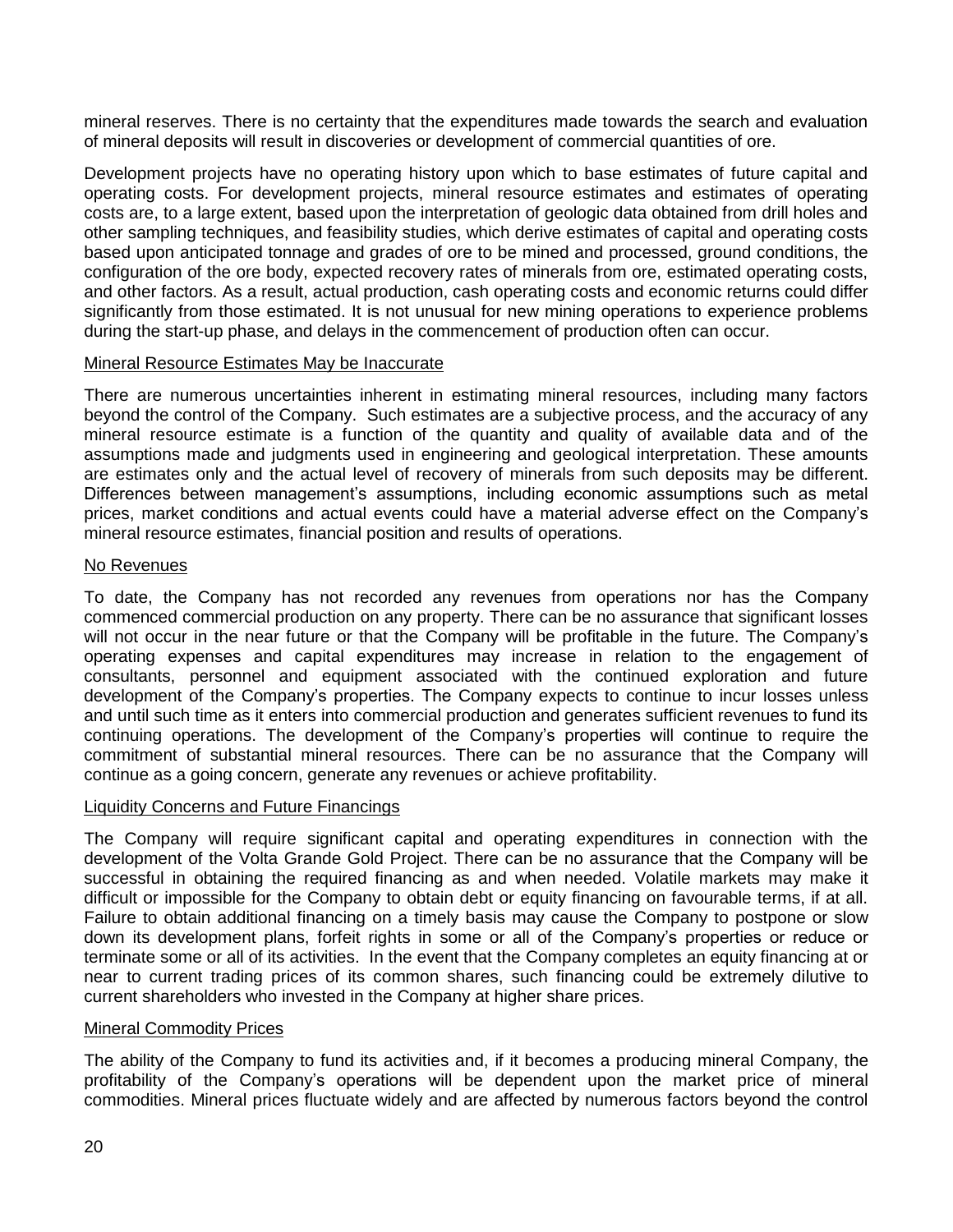mineral reserves. There is no certainty that the expenditures made towards the search and evaluation of mineral deposits will result in discoveries or development of commercial quantities of ore.

Development projects have no operating history upon which to base estimates of future capital and operating costs. For development projects, mineral resource estimates and estimates of operating costs are, to a large extent, based upon the interpretation of geologic data obtained from drill holes and other sampling techniques, and feasibility studies, which derive estimates of capital and operating costs based upon anticipated tonnage and grades of ore to be mined and processed, ground conditions, the configuration of the ore body, expected recovery rates of minerals from ore, estimated operating costs, and other factors. As a result, actual production, cash operating costs and economic returns could differ significantly from those estimated. It is not unusual for new mining operations to experience problems during the start-up phase, and delays in the commencement of production often can occur.

### Mineral Resource Estimates May be Inaccurate

There are numerous uncertainties inherent in estimating mineral resources, including many factors beyond the control of the Company. Such estimates are a subjective process, and the accuracy of any mineral resource estimate is a function of the quantity and quality of available data and of the assumptions made and judgments used in engineering and geological interpretation. These amounts are estimates only and the actual level of recovery of minerals from such deposits may be different. Differences between management's assumptions, including economic assumptions such as metal prices, market conditions and actual events could have a material adverse effect on the Company's mineral resource estimates, financial position and results of operations.

### No Revenues

To date, the Company has not recorded any revenues from operations nor has the Company commenced commercial production on any property. There can be no assurance that significant losses will not occur in the near future or that the Company will be profitable in the future. The Company's operating expenses and capital expenditures may increase in relation to the engagement of consultants, personnel and equipment associated with the continued exploration and future development of the Company's properties. The Company expects to continue to incur losses unless and until such time as it enters into commercial production and generates sufficient revenues to fund its continuing operations. The development of the Company's properties will continue to require the commitment of substantial mineral resources. There can be no assurance that the Company will continue as a going concern, generate any revenues or achieve profitability.

### Liquidity Concerns and Future Financings

The Company will require significant capital and operating expenditures in connection with the development of the Volta Grande Gold Project. There can be no assurance that the Company will be successful in obtaining the required financing as and when needed. Volatile markets may make it difficult or impossible for the Company to obtain debt or equity financing on favourable terms, if at all. Failure to obtain additional financing on a timely basis may cause the Company to postpone or slow down its development plans, forfeit rights in some or all of the Company's properties or reduce or terminate some or all of its activities. In the event that the Company completes an equity financing at or near to current trading prices of its common shares, such financing could be extremely dilutive to current shareholders who invested in the Company at higher share prices.

### Mineral Commodity Prices

The ability of the Company to fund its activities and, if it becomes a producing mineral Company, the profitability of the Company's operations will be dependent upon the market price of mineral commodities. Mineral prices fluctuate widely and are affected by numerous factors beyond the control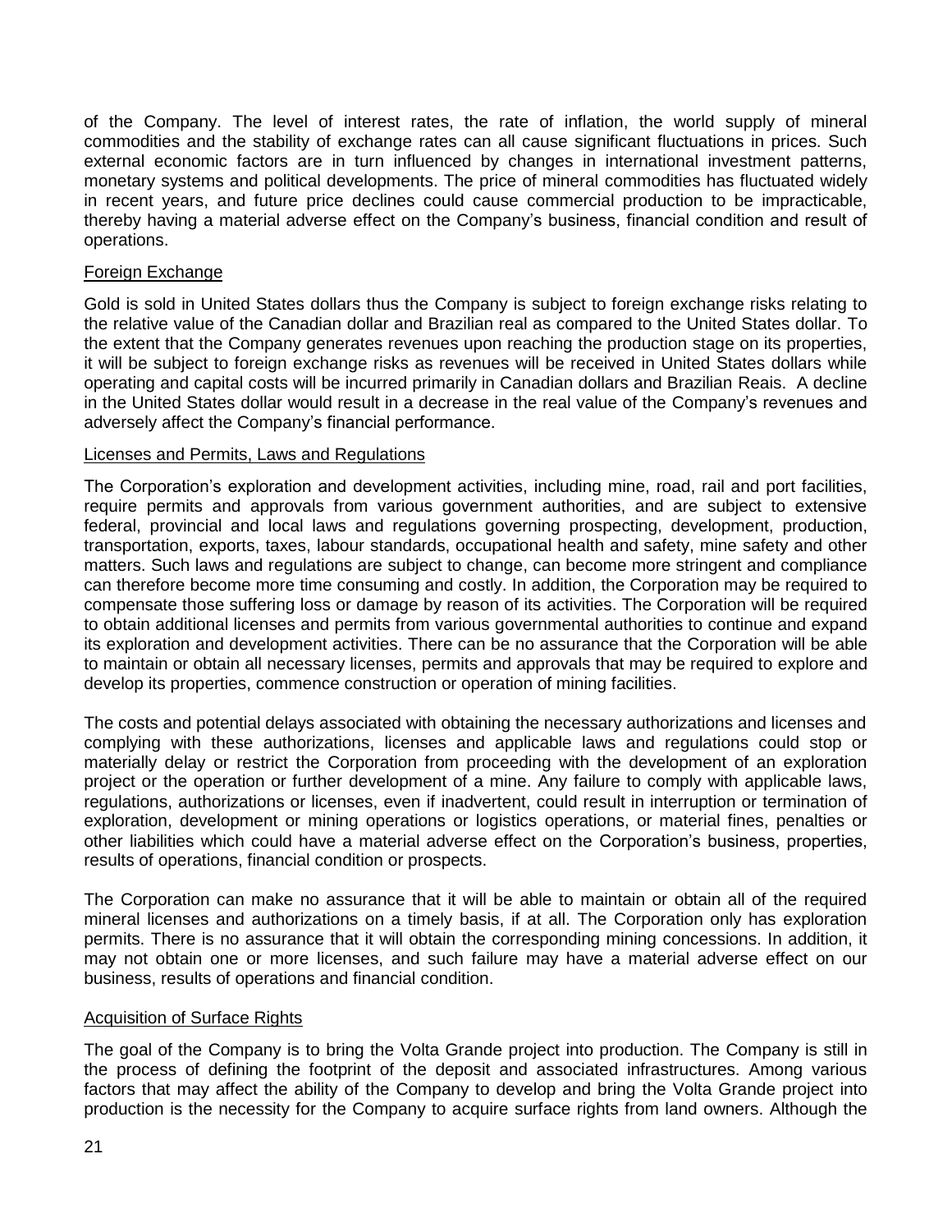of the Company. The level of interest rates, the rate of inflation, the world supply of mineral commodities and the stability of exchange rates can all cause significant fluctuations in prices. Such external economic factors are in turn influenced by changes in international investment patterns, monetary systems and political developments. The price of mineral commodities has fluctuated widely in recent years, and future price declines could cause commercial production to be impracticable, thereby having a material adverse effect on the Company's business, financial condition and result of operations.

Foreign Exchange

Gold is sold in United States dollars thus the Company is subject to foreign exchange risks relating to the relative value of the Canadian dollar and Brazilian real as compared to the United States dollar. To the extent that the Company generates revenues upon reaching the production stage on its properties, it will be subject to foreign exchange risks as revenues will be received in United States dollars while operating and capital costs will be incurred primarily in Canadian dollars and Brazilian Reais. A decline in the United States dollar would result in a decrease in the real value of the Company's revenues and adversely affect the Company's financial performance.

Licenses and Permits, Laws and Regulations

The Corporation's exploration and development activities, including mine, road, rail and port facilities, require permits and approvals from various government authorities, and are subject to extensive federal, provincial and local laws and regulations governing prospecting, development, production, transportation, exports, taxes, labour standards, occupational health and safety, mine safety and other matters. Such laws and regulations are subject to change, can become more stringent and compliance can therefore become more time consuming and costly. In addition, the Corporation may be required to compensate those suffering loss or damage by reason of its activities. The Corporation will be required to obtain additional licenses and permits from various governmental authorities to continue and expand its exploration and development activities. There can be no assurance that the Corporation will be able to maintain or obtain all necessary licenses, permits and approvals that may be required to explore and develop its properties, commence construction or operation of mining facilities.

The costs and potential delays associated with obtaining the necessary authorizations and licenses and complying with these authorizations, licenses and applicable laws and regulations could stop or materially delay or restrict the Corporation from proceeding with the development of an exploration project or the operation or further development of a mine. Any failure to comply with applicable laws, regulations, authorizations or licenses, even if inadvertent, could result in interruption or termination of exploration, development or mining operations or logistics operations, or material fines, penalties or other liabilities which could have a material adverse effect on the Corporation's business, properties, results of operations, financial condition or prospects.

The Corporation can make no assurance that it will be able to maintain or obtain all of the required mineral licenses and authorizations on a timely basis, if at all. The Corporation only has exploration permits. There is no assurance that it will obtain the corresponding mining concessions. In addition, it may not obtain one or more licenses, and such failure may have a material adverse effect on our business, results of operations and financial condition.

Acquisition of Surface Rights

The goal of the Company is to bring the Volta Grande project into production. The Company is still in the process of defining the footprint of the deposit and associated infrastructures. Among various factors that may affect the ability of the Company to develop and bring the Volta Grande project into production is the necessity for the Company to acquire surface rights from land owners. Although the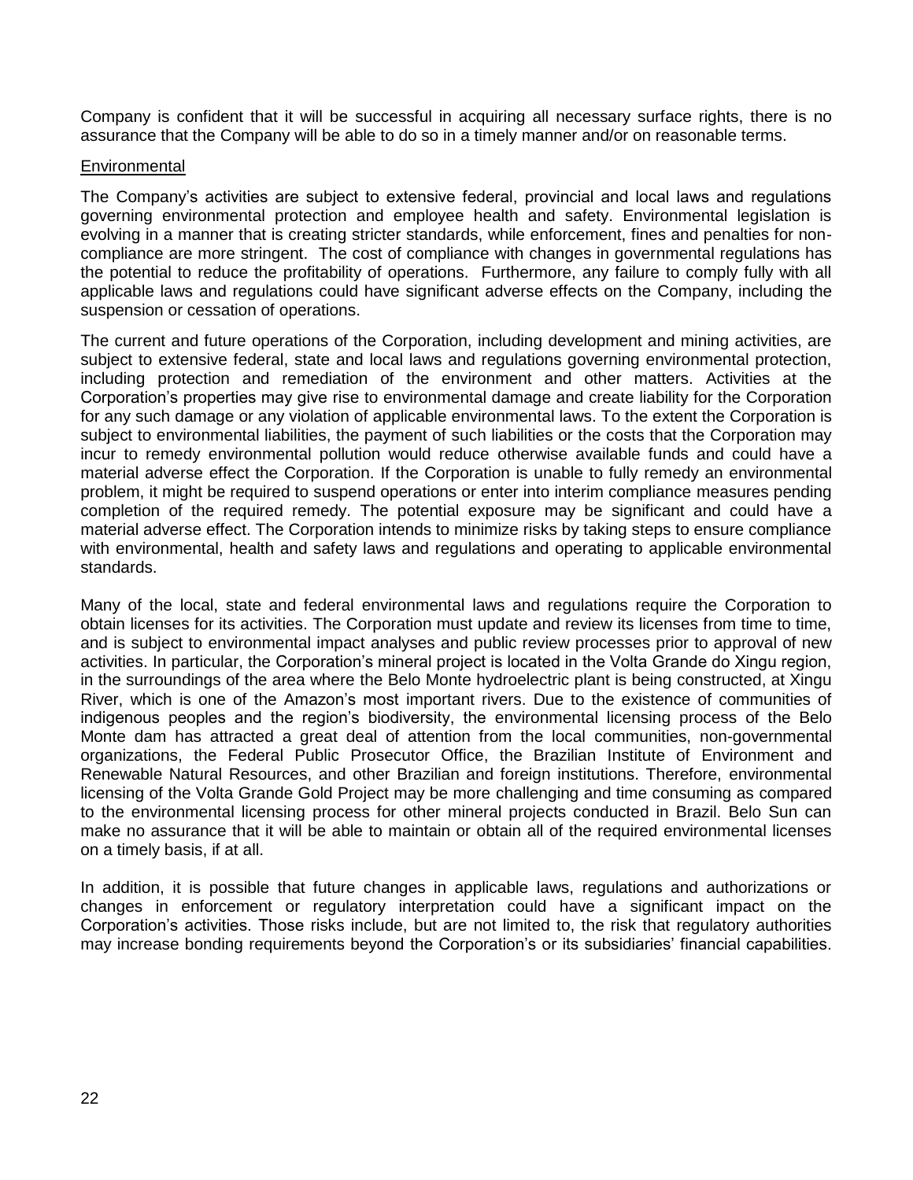Company is confident that it will be successful in acquiring all necessary surface rights, there is no assurance that the Company will be able to do so in a timely manner and/or on reasonable terms.

## Environmental

The Company's activities are subject to extensive federal, provincial and local laws and regulations governing environmental protection and employee health and safety. Environmental legislation is evolving in a manner that is creating stricter standards, while enforcement, fines and penalties for non-compliance are more stringent. The cost of compliance with changes in governmental regulations has the potential to reduce the profitability of operations. Furthermore, any failure to comply fully with all applicable laws and regulations could have significant adverse effects on the Company, including the suspension or cessation of operations.

The current and future operations of the Corporation, including development and mining activities, are subject to extensive federal, state and local laws and regulations governing environmental protection, including protection and remediation of the environment and other matters. Activities at the Corporation's properties may give rise to environmental damage and create liability for the Corporation for any such damage or any violation of applicable environmental laws. To the extent the Corporation is subject to environmental liabilities, the payment of such liabilities or the costs that the Corporation may incur to remedy environmental pollution would reduce otherwise available funds and could have a material adverse effect the Corporation. If the Corporation is unable to fully remedy an environmental problem, it might be required to suspend operations or enter into interim compliance measures pending completion of the required remedy. The potential exposure may be significant and could have a material adverse effect. The Corporation intends to minimize risks by taking steps to ensure compliance with environmental, health and safety laws and regulations and operating to applicable environmental standards.

Many of the local, state and federal environmental laws and regulations require the Corporation to obtain licenses for its activities. The Corporation must update and review its licenses from time to time, and is subject to environmental impact analyses and public review processes prior to approval of new activities. In particular, the Corporation's mineral project is located in the Volta Grande do Xingu region, in the surroundings of the area where the Belo Monte hydroelectric plant is being constructed, at Xingu River, which is one of the Amazon's most important rivers. Due to the existence of communities of indigenous peoples and the region's biodiversity, the environmental licensing process of the Belo Monte dam has attracted a great deal of attention from the local communities, non-governmental organizations, the Federal Public Prosecutor Office, the Brazilian Institute of Environment and Renewable Natural Resources, and other Brazilian and foreign institutions. Therefore, environmental licensing of the Volta Grande Gold Project may be more challenging and time consuming as compared to the environmental licensing process for other mineral projects conducted in Brazil. Belo Sun can make no assurance that it will be able to maintain or obtain all of the required environmental licenses on a timely basis, if at all.

In addition, it is possible that future changes in applicable laws, regulations and authorizations or changes in enforcement or regulatory interpretation could have a significant impact on the Corporation's activities. Those risks include, but are not limited to, the risk that regulatory authorities may increase bonding requirements beyond the Corporation's or its subsidiaries' financial capabilities.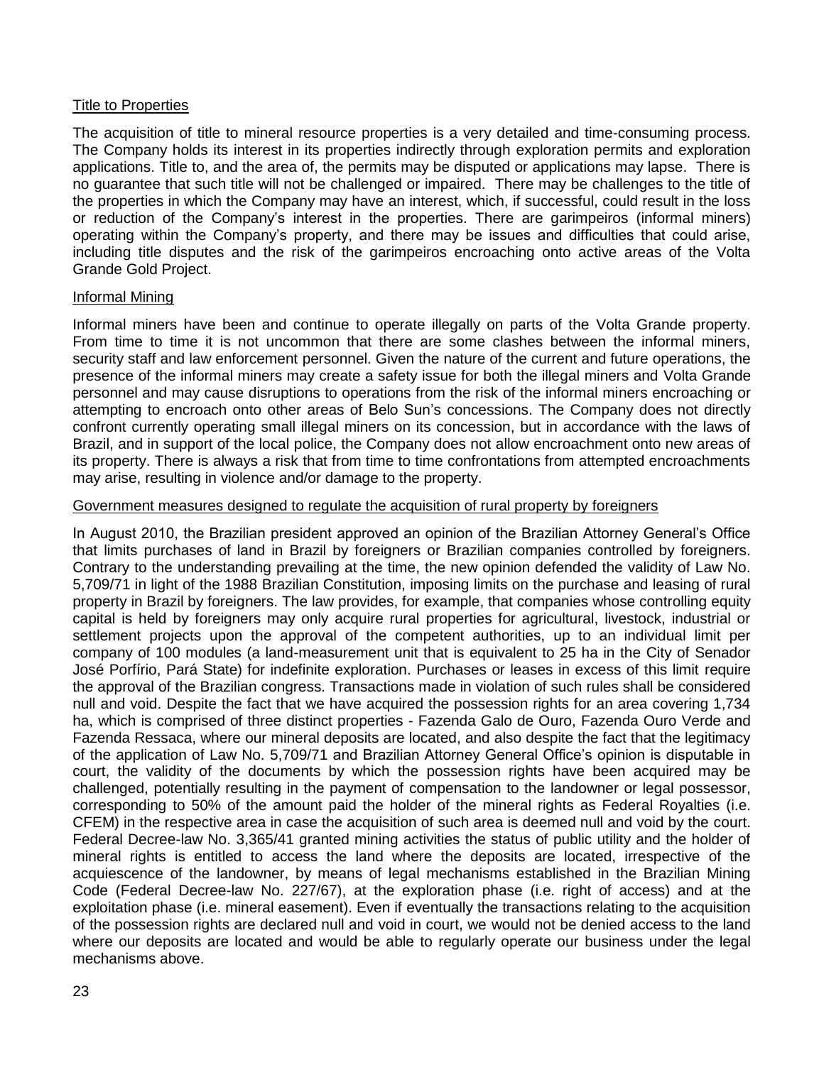## Title to Properties

The acquisition of title to mineral resource properties is a very detailed and time-consuming process. The Company holds its interest in its properties indirectly through exploration permits and exploration applications. Title to, and the area of, the permits may be disputed or applications may lapse. There is no guarantee that such title will not be challenged or impaired. There may be challenges to the title of the properties in which the Company may have an interest, which, if successful, could result in the loss or reduction of the Company's interest in the properties. There are garimpeiros (informal miners) operating within the Company's property, and there may be issues and difficulties that could arise, including title disputes and the risk of the garimpeiros encroaching onto active areas of the Volta Grande Gold Project.

## Informal Mining

Informal miners have been and continue to operate illegally on parts of the Volta Grande property. From time to time it is not uncommon that there are some clashes between the informal miners, security staff and law enforcement personnel. Given the nature of the current and future operations, the presence of the informal miners may create a safety issue for both the illegal miners and Volta Grande personnel and may cause disruptions to operations from the risk of the informal miners encroaching or attempting to encroach onto other areas of Belo Sun's concessions. The Company does not directly confront currently operating small illegal miners on its concession, but in accordance with the laws of Brazil, and in support of the local police, the Company does not allow encroachment onto new areas of its property. There is always a risk that from time to time confrontations from attempted encroachments may arise, resulting in violence and/or damage to the property.

## Government measures designed to regulate the acquisition of rural property by foreigners

In August 2010, the Brazilian president approved an opinion of the Brazilian Attorney General's Office that limits purchases of land in Brazil by foreigners or Brazilian companies controlled by foreigners. Contrary to the understanding prevailing at the time, the new opinion defended the validity of Law No. 5,709/71 in light of the 1988 Brazilian Constitution, imposing limits on the purchase and leasing of rural property in Brazil by foreigners. The law provides, for example, that companies whose controlling equity capital is held by foreigners may only acquire rural properties for agricultural, livestock, industrial or settlement projects upon the approval of the competent authorities, up to an individual limit per company of 100 modules (a land-measurement unit that is equivalent to 25 ha in the City of Senador José Porfírio, Pará State) for indefinite exploration. Purchases or leases in excess of this limit require the approval of the Brazilian congress. Transactions made in violation of such rules shall be considered null and void. Despite the fact that we have acquired the possession rights for an area covering 1,734 ha, which is comprised of three distinct properties - Fazenda Galo de Ouro, Fazenda Ouro Verde and Fazenda Ressaca, where our mineral deposits are located, and also despite the fact that the legitimacy of the application of Law No. 5,709/71 and Brazilian Attorney General Office's opinion is disputable in court, the validity of the documents by which the possession rights have been acquired may be challenged, potentially resulting in the payment of compensation to the landowner or legal possessor, corresponding to 50% of the amount paid the holder of the mineral rights as Federal Royalties (i.e. CFEM) in the respective area in case the acquisition of such area is deemed null and void by the court. Federal Decree-law No. 3,365/41 granted mining activities the status of public utility and the holder of mineral rights is entitled to access the land where the deposits are located, irrespective of the acquiescence of the landowner, by means of legal mechanisms established in the Brazilian Mining Code (Federal Decree-law No. 227/67), at the exploration phase (i.e. right of access) and at the exploitation phase (i.e. mineral easement). Even if eventually the transactions relating to the acquisition of the possession rights are declared null and void in court, we would not be denied access to the land where our deposits are located and would be able to regularly operate our business under the legal mechanisms above.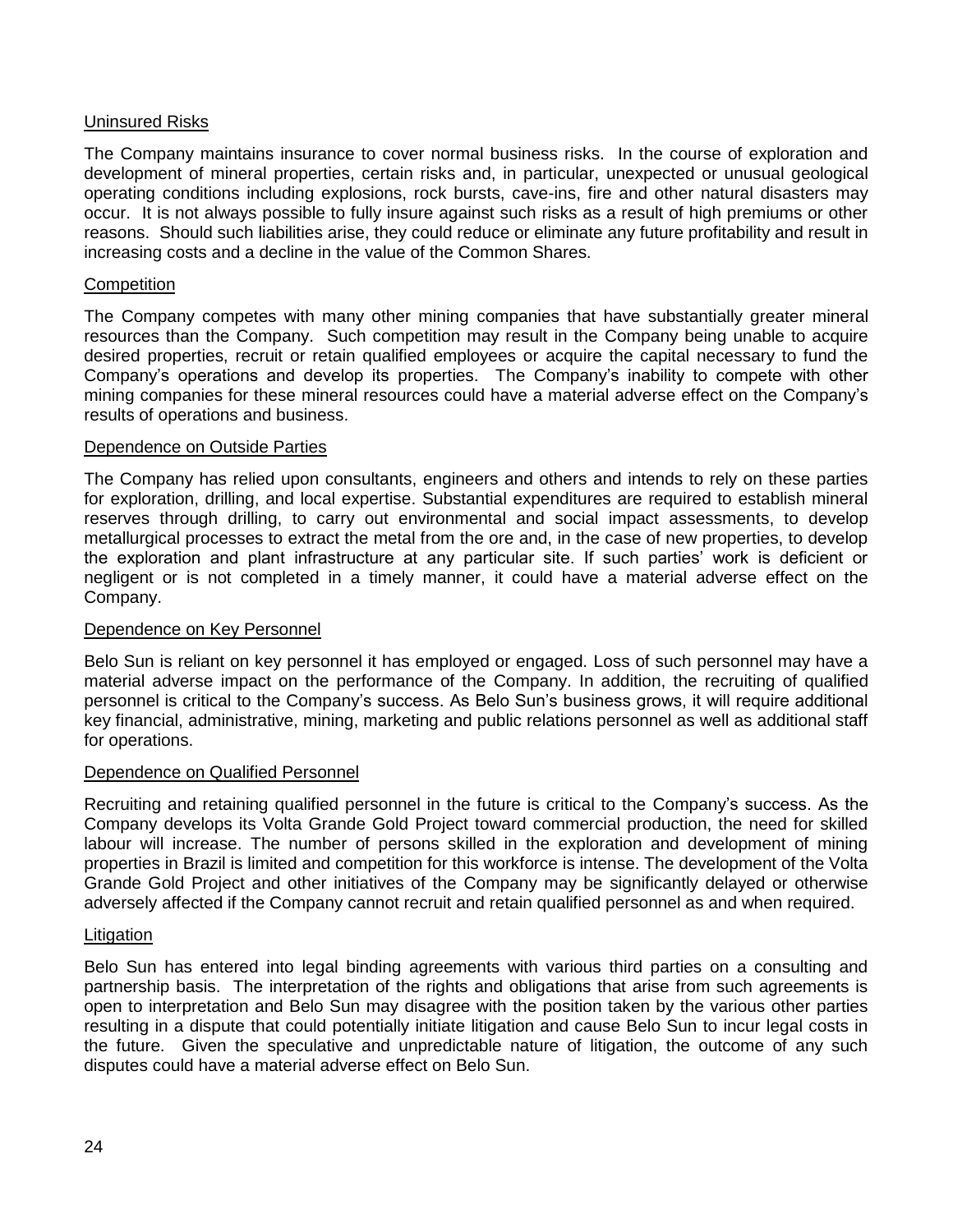### Uninsured Risks

The Company maintains insurance to cover normal business risks. In the course of exploration and development of mineral properties, certain risks and, in particular, unexpected or unusual geological operating conditions including explosions, rock bursts, cave-ins, fire and other natural disasters may occur. It is not always possible to fully insure against such risks as a result of high premiums or other reasons. Should such liabilities arise, they could reduce or eliminate any future profitability and result in increasing costs and a decline in the value of the Common Shares.

### Competition

The Company competes with many other mining companies that have substantially greater mineral resources than the Company. Such competition may result in the Company being unable to acquire desired properties, recruit or retain qualified employees or acquire the capital necessary to fund the Company's operations and develop its properties. The Company's inability to compete with other mining companies for these mineral resources could have a material adverse effect on the Company's results of operations and business.

### Dependence on Outside Parties

The Company has relied upon consultants, engineers and others and intends to rely on these parties for exploration, drilling, and local expertise. Substantial expenditures are required to establish mineral reserves through drilling, to carry out environmental and social impact assessments, to develop metallurgical processes to extract the metal from the ore and, in the case of new properties, to develop the exploration and plant infrastructure at any particular site. If such parties' work is deficient or negligent or is not completed in a timely manner, it could have a material adverse effect on the Company.

### Dependence on Key Personnel

Belo Sun is reliant on key personnel it has employed or engaged. Loss of such personnel may have a material adverse impact on the performance of the Company. In addition, the recruiting of qualified personnel is critical to the Company's success. As Belo Sun's business grows, it will require additional key financial, administrative, mining, marketing and public relations personnel as well as additional staff for operations.

### Dependence on Qualified Personnel

Recruiting and retaining qualified personnel in the future is critical to the Company's success. As the Company develops its Volta Grande Gold Project toward commercial production, the need for skilled labour will increase. The number of persons skilled in the exploration and development of mining properties in Brazil is limited and competition for this workforce is intense. The development of the Volta Grande Gold Project and other initiatives of the Company may be significantly delayed or otherwise adversely affected if the Company cannot recruit and retain qualified personnel as and when required.

### Litigation

Belo Sun has entered into legal binding agreements with various third parties on a consulting and partnership basis. The interpretation of the rights and obligations that arise from such agreements is open to interpretation and Belo Sun may disagree with the position taken by the various other parties resulting in a dispute that could potentially initiate litigation and cause Belo Sun to incur legal costs in the future. Given the speculative and unpredictable nature of litigation, the outcome of any such disputes could have a material adverse effect on Belo Sun.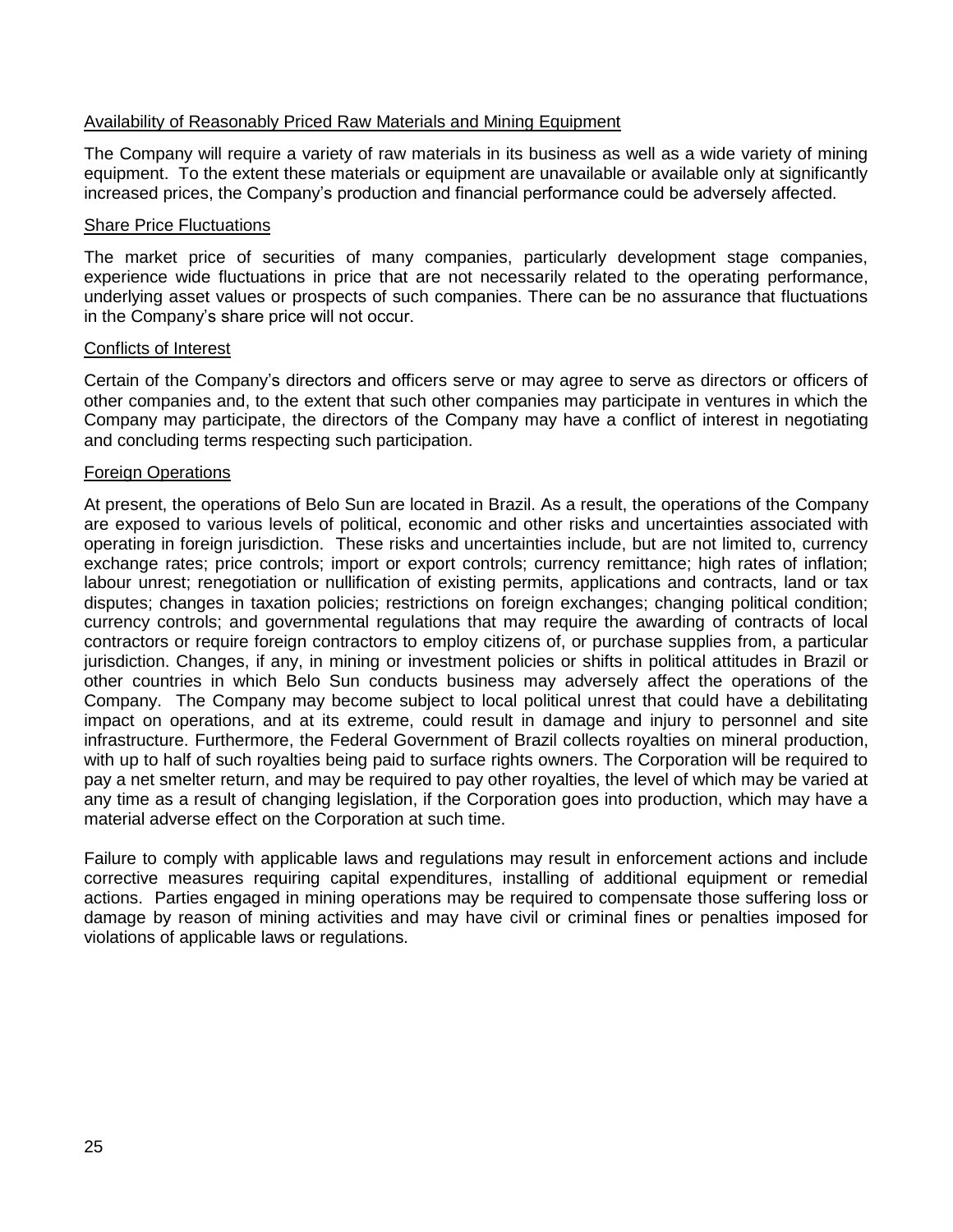<u>Availability of Reasonably Priced Raw Materials and Mining Equipment</u>

The Company will require a variety of raw materials in its business as well as a wide variety of mining equipment. To the extent these materials or equipment are unavailable or available only at significantly increased prices, the Company's production and financial performance could be adversely affected.

<u>Share Price Fluctuations</u>

The market price of securities of many companies, particularly development stage companies, experience wide fluctuations in price that are not necessarily related to the operating performance, underlying asset values or prospects of such companies. There can be no assurance that fluctuations in the Company's share price will not occur.

<u>Conflicts of Interest</u>

Certain of the Company's directors and officers serve or may agree to serve as directors or officers of other companies and, to the extent that such other companies may participate in ventures in which the Company may participate, the directors of the Company may have a conflict of interest in negotiating and concluding terms respecting such participation.

<u>Foreign Operations</u>

At present, the operations of Belo Sun are located in Brazil. As a result, the operations of the Company are exposed to various levels of political, economic and other risks and uncertainties associated with operating in foreign jurisdiction. These risks and uncertainties include, but are not limited to, currency exchange rates; price controls; import or export controls; currency remittance; high rates of inflation; labour unrest; renegotiation or nullification of existing permits, applications and contracts, land or tax disputes; changes in taxation policies; restrictions on foreign exchanges; changing political condition; currency controls; and governmental regulations that may require the awarding of contracts of local contractors or require foreign contractors to employ citizens of, or purchase supplies from, a particular jurisdiction. Changes, if any, in mining or investment policies or shifts in political attitudes in Brazil or other countries in which Belo Sun conducts business may adversely affect the operations of the Company. The Company may become subject to local political unrest that could have a debilitating impact on operations, and at its extreme, could result in damage and injury to personnel and site infrastructure. Furthermore, the Federal Government of Brazil collects royalties on mineral production, with up to half of such royalties being paid to surface rights owners. The Corporation will be required to pay a net smelter return, and may be required to pay other royalties, the level of which may be varied at any time as a result of changing legislation, if the Corporation goes into production, which may have a material adverse effect on the Corporation at such time.

Failure to comply with applicable laws and regulations may result in enforcement actions and include corrective measures requiring capital expenditures, installing of additional equipment or remedial actions. Parties engaged in mining operations may be required to compensate those suffering loss or damage by reason of mining activities and may have civil or criminal fines or penalties imposed for violations of applicable laws or regulations.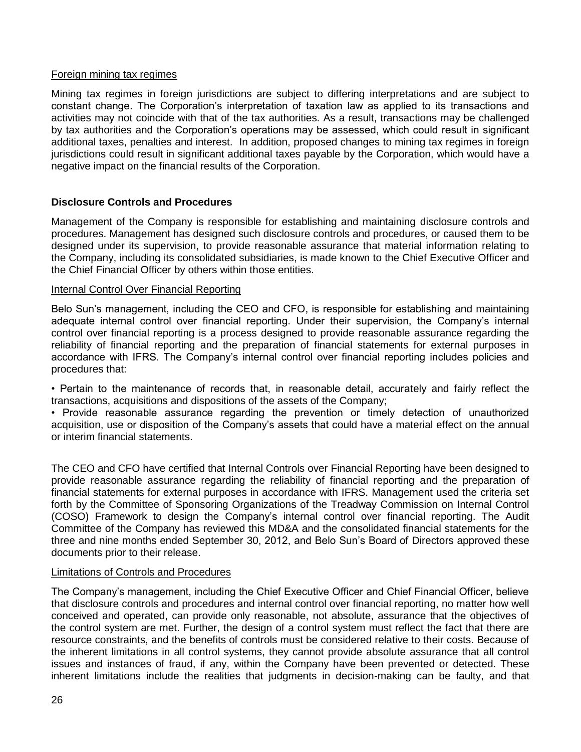Foreign mining tax regimes

Mining tax regimes in foreign jurisdictions are subject to differing interpretations and are subject to constant change. The Corporation's interpretation of taxation law as applied to its transactions and activities may not coincide with that of the tax authorities. As a result, transactions may be challenged by tax authorities and the Corporation's operations may be assessed, which could result in significant additional taxes, penalties and interest. In addition, proposed changes to mining tax regimes in foreign jurisdictions could result in significant additional taxes payable by the Corporation, which would have a negative impact on the financial results of the Corporation.

## Disclosure Controls and Procedures

Management of the Company is responsible for establishing and maintaining disclosure controls and procedures. Management has designed such disclosure controls and procedures, or caused them to be designed under its supervision, to provide reasonable assurance that material information relating to the Company, including its consolidated subsidiaries, is made known to the Chief Executive Officer and the Chief Financial Officer by others within those entities.

Internal Control Over Financial Reporting

Belo Sun's management, including the CEO and CFO, is responsible for establishing and maintaining adequate internal control over financial reporting. Under their supervision, the Company's internal control over financial reporting is a process designed to provide reasonable assurance regarding the reliability of financial reporting and the preparation of financial statements for external purposes in accordance with IFRS. The Company's internal control over financial reporting includes policies and procedures that:

- Pertain to the maintenance of records that, in reasonable detail, accurately and fairly reflect the transactions, acquisitions and dispositions of the assets of the Company;
- Provide reasonable assurance regarding the prevention or timely detection of unauthorized acquisition, use or disposition of the Company's assets that could have a material effect on the annual or interim financial statements.

The CEO and CFO have certified that Internal Controls over Financial Reporting have been designed to provide reasonable assurance regarding the reliability of financial reporting and the preparation of financial statements for external purposes in accordance with IFRS. Management used the criteria set forth by the Committee of Sponsoring Organizations of the Treadway Commission on Internal Control (COSO) Framework to design the Company's internal control over financial reporting. The Audit Committee of the Company has reviewed this MD&A and the consolidated financial statements for the three and nine months ended September 30, 2012, and Belo Sun's Board of Directors approved these documents prior to their release.

Limitations of Controls and Procedures

The Company's management, including the Chief Executive Officer and Chief Financial Officer, believe that disclosure controls and procedures and internal control over financial reporting, no matter how well conceived and operated, can provide only reasonable, not absolute, assurance that the objectives of the control system are met. Further, the design of a control system must reflect the fact that there are resource constraints, and the benefits of controls must be considered relative to their costs. Because of the inherent limitations in all control systems, they cannot provide absolute assurance that all control issues and instances of fraud, if any, within the Company have been prevented or detected. These inherent limitations include the realities that judgments in decision-making can be faulty, and that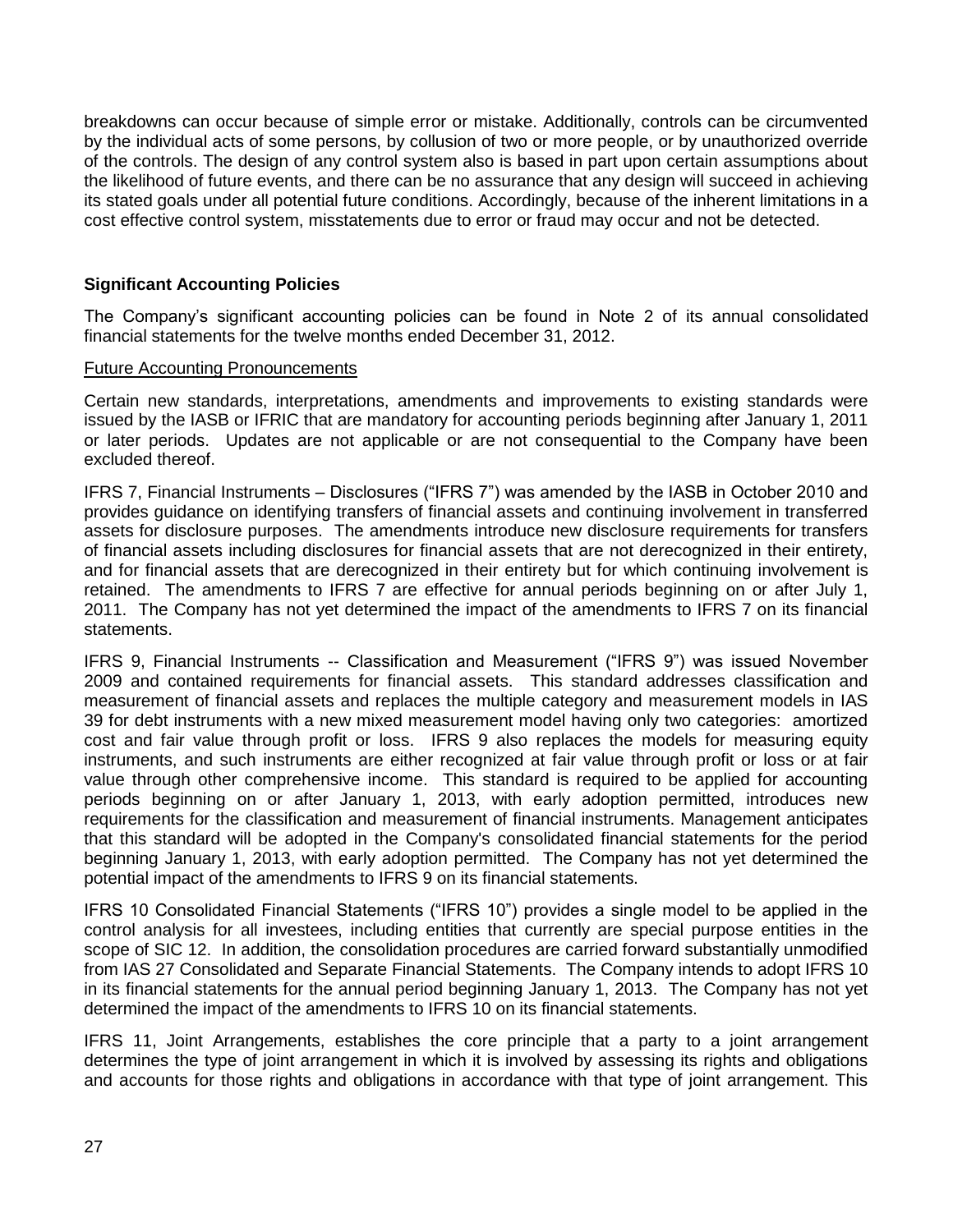breakdowns can occur because of simple error or mistake. Additionally, controls can be circumvented by the individual acts of some persons, by collusion of two or more people, or by unauthorized override of the controls. The design of any control system also is based in part upon certain assumptions about the likelihood of future events, and there can be no assurance that any design will succeed in achieving its stated goals under all potential future conditions. Accordingly, because of the inherent limitations in a cost effective control system, misstatements due to error or fraud may occur and not be detected.

## Significant Accounting Policies

The Company's significant accounting policies can be found in Note 2 of its annual consolidated financial statements for the twelve months ended December 31, 2012.

### Future Accounting Pronouncements

Certain new standards, interpretations, amendments and improvements to existing standards were issued by the IASB or IFRIC that are mandatory for accounting periods beginning after January 1, 2011 or later periods. Updates are not applicable or are not consequential to the Company have been excluded thereof.

IFRS 7, Financial Instruments – Disclosures ("IFRS 7") was amended by the IASB in October 2010 and provides guidance on identifying transfers of financial assets and continuing involvement in transferred assets for disclosure purposes. The amendments introduce new disclosure requirements for transfers of financial assets including disclosures for financial assets that are not derecognized in their entirety, and for financial assets that are derecognized in their entirety but for which continuing involvement is retained. The amendments to IFRS 7 are effective for annual periods beginning on or after July 1, 2011. The Company has not yet determined the impact of the amendments to IFRS 7 on its financial statements.

IFRS 9, Financial Instruments -- Classification and Measurement ("IFRS 9") was issued November 2009 and contained requirements for financial assets. This standard addresses classification and measurement of financial assets and replaces the multiple category and measurement models in IAS 39 for debt instruments with a new mixed measurement model having only two categories: amortized cost and fair value through profit or loss. IFRS 9 also replaces the models for measuring equity instruments, and such instruments are either recognized at fair value through profit or loss or at fair value through other comprehensive income. This standard is required to be applied for accounting periods beginning on or after January 1, 2013, with early adoption permitted, introduces new requirements for the classification and measurement of financial instruments. Management anticipates that this standard will be adopted in the Company's consolidated financial statements for the period beginning January 1, 2013, with early adoption permitted. The Company has not yet determined the potential impact of the amendments to IFRS 9 on its financial statements.

IFRS 10 Consolidated Financial Statements ("IFRS 10") provides a single model to be applied in the control analysis for all investees, including entities that currently are special purpose entities in the scope of SIC 12. In addition, the consolidation procedures are carried forward substantially unmodified from IAS 27 Consolidated and Separate Financial Statements. The Company intends to adopt IFRS 10 in its financial statements for the annual period beginning January 1, 2013. The Company has not yet determined the impact of the amendments to IFRS 10 on its financial statements.

IFRS 11, Joint Arrangements, establishes the core principle that a party to a joint arrangement determines the type of joint arrangement in which it is involved by assessing its rights and obligations and accounts for those rights and obligations in accordance with that type of joint arrangement. This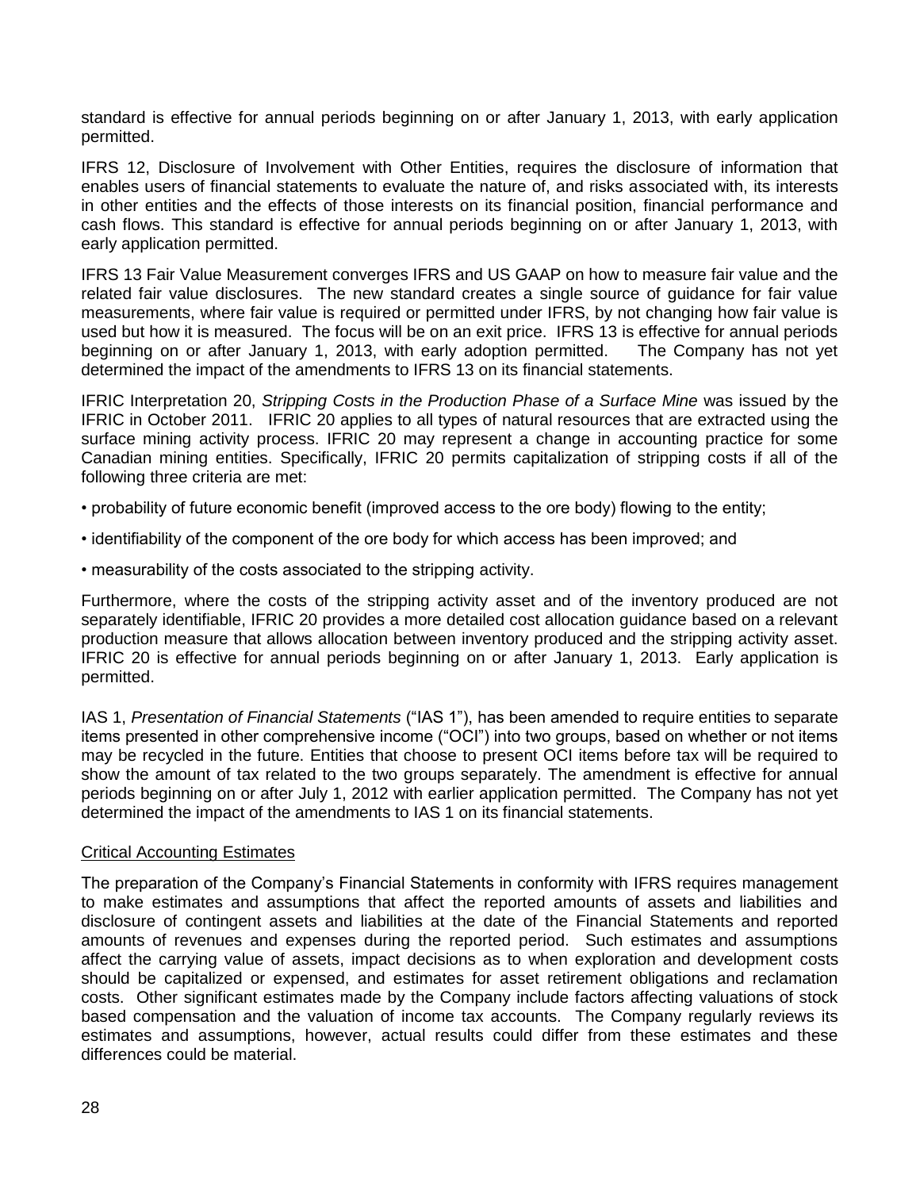standard is effective for annual periods beginning on or after January 1, 2013, with early application permitted.

IFRS 12, Disclosure of Involvement with Other Entities, requires the disclosure of information that enables users of financial statements to evaluate the nature of, and risks associated with, its interests in other entities and the effects of those interests on its financial position, financial performance and cash flows. This standard is effective for annual periods beginning on or after January 1, 2013, with early application permitted.

IFRS 13 Fair Value Measurement converges IFRS and US GAAP on how to measure fair value and the related fair value disclosures. The new standard creates a single source of guidance for fair value measurements, where fair value is required or permitted under IFRS, by not changing how fair value is used but how it is measured. The focus will be on an exit price. IFRS 13 is effective for annual periods beginning on or after January 1, 2013, with early adoption permitted. The Company has not yet determined the impact of the amendments to IFRS 13 on its financial statements.

IFRIC Interpretation 20, *Stripping Costs in the Production Phase of a Surface Mine* was issued by the IFRIC in October 2011. IFRIC 20 applies to all types of natural resources that are extracted using the surface mining activity process. IFRIC 20 may represent a change in accounting practice for some Canadian mining entities. Specifically, IFRIC 20 permits capitalization of stripping costs if all of the following three criteria are met:

• probability of future economic benefit (improved access to the ore body) flowing to the entity;

• identifiability of the component of the ore body for which access has been improved; and

• measurability of the costs associated to the stripping activity.

Furthermore, where the costs of the stripping activity asset and of the inventory produced are not separately identifiable, IFRIC 20 provides a more detailed cost allocation guidance based on a relevant production measure that allows allocation between inventory produced and the stripping activity asset. IFRIC 20 is effective for annual periods beginning on or after January 1, 2013. Early application is permitted.

IAS 1, *Presentation of Financial Statements* ("IAS 1"), has been amended to require entities to separate items presented in other comprehensive income ("OCI") into two groups, based on whether or not items may be recycled in the future. Entities that choose to present OCI items before tax will be required to show the amount of tax related to the two groups separately. The amendment is effective for annual periods beginning on or after July 1, 2012 with earlier application permitted. The Company has not yet determined the impact of the amendments to IAS 1 on its financial statements.

## Critical Accounting Estimates

The preparation of the Company's Financial Statements in conformity with IFRS requires management to make estimates and assumptions that affect the reported amounts of assets and liabilities and disclosure of contingent assets and liabilities at the date of the Financial Statements and reported amounts of revenues and expenses during the reported period. Such estimates and assumptions affect the carrying value of assets, impact decisions as to when exploration and development costs should be capitalized or expensed, and estimates for asset retirement obligations and reclamation costs. Other significant estimates made by the Company include factors affecting valuations of stock based compensation and the valuation of income tax accounts. The Company regularly reviews its estimates and assumptions, however, actual results could differ from these estimates and these differences could be material.